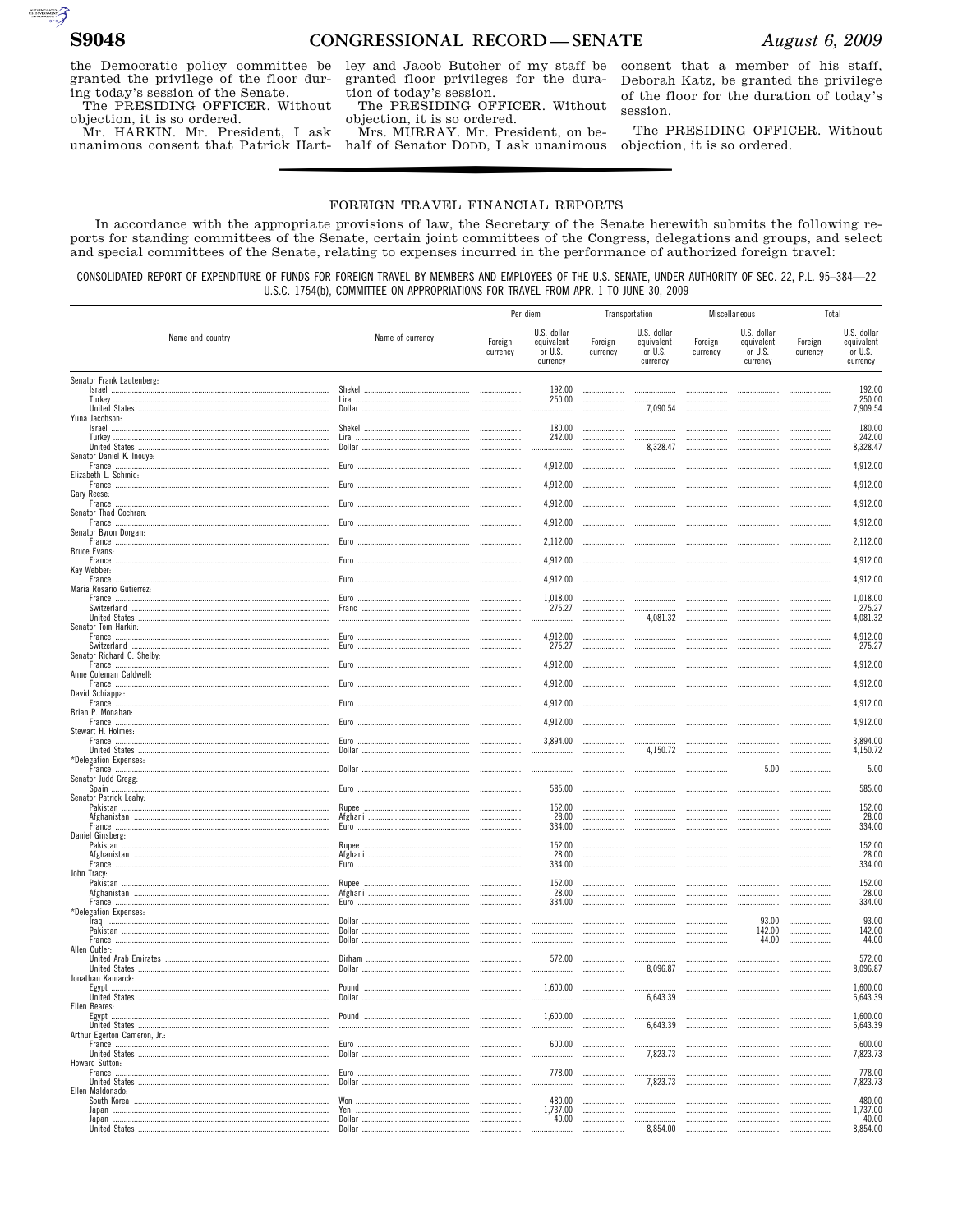the Democratic policy committee be granted the privilege of the floor during today's session of the Senate.

The PRESIDING OFFICER. Without objection, it is so ordered.

Mr. HARKIN. Mr. President, I ask unanimous consent that Patrick Hartley and Jacob Butcher of my staff be granted floor privileges for the duration of today's session.

The PRESIDING OFFICER. Without objection, it is so ordered.

Mrs. MURRAY. Mr. President, on behalf of Senator DODD, I ask unanimous consent that a member of his staff, Deborah Katz, be granted the privilege of the floor for the duration of today's session.

The PRESIDING OFFICER. Without objection, it is so ordered.

---

## FOREIGN TRAVEL FINANCIAL REPORTS

In accordance with the appropriate provisions of law, the Secretary of the Senate herewith submits the following reports for standing committees of the Senate, certain joint committees of the Congress, delegations and groups, and select and special committees of the Senate, relating to expenses incurred in the performance of authorized foreign travel:

CONSOLIDATED REPORT OF EXPENDITURE OF FUNDS FOR FOREIGN TRAVEL BY MEMBERS AND EMPLOYEES OF THE U.S. SENATE, UNDER AUTHORITY OF SEC. 22, P.L. 95–384—22 U.S.C. 1754(b), COMMITTEE ON APPROPRIATIONS FOR TRAVEL FROM APR. 1 TO JUNE 30, 2009

| Name and country | Name of currency | Per diem | | Transportation | | Miscellaneous | | Total | |
|---|---|---|---|---|---|---|---|---|---|
| | | Foreign currency | U.S. dollar equivalent or U.S. currency | Foreign currency | U.S. dollar equivalent or U.S. currency | Foreign currency | U.S. dollar equivalent or U.S. currency | Foreign currency | U.S. dollar equivalent or U.S. currency |
| Senator Frank Lautenberg: | | | | | | | | | |
| Israel | Shekel | | 192.00 | | | | | | 192.00 |
| Turkey | Lira | | 250.00 | | | | | | 250.00 |
| United States | Dollar | | | | 7,090.54 | | | | 7,909.54 |
| Yuna Jacobson: | | | | | | | | | |
| Israel | Shekel | | 180.00 | | | | | | 180.00 |
| Turkey | Lira | | 242.00 | | | | | | 242.00 |
| United States | Dollar | | | | 8,328.47 | | | | 8,328.47 |
| Senator Daniel K. Inouye: | | | | | | | | | |
| France | Euro | | 4,912.00 | | | | | | 4,912.00 |
| Elizabeth L. Schmid: | | | | | | | | | |
| France | Euro | | 4,912.00 | | | | | | 4,912.00 |
| Gary Reese: | | | | | | | | | |
| France | Euro | | 4,912.00 | | | | | | 4,912.00 |
| Senator Thad Cochran: | | | | | | | | | |
| France | Euro | | 4,912.00 | | | | | | 4,912.00 |
| Senator Byron Dorgan: | | | | | | | | | |
| France | Euro | | 2,112.00 | | | | | | 2,112.00 |
| Bruce Evans: | | | | | | | | | |
| France | Euro | | 4,912.00 | | | | | | 4,912.00 |
| Kay Webber: | | | | | | | | | |
| France | Euro | | 4,912.00 | | | | | | 4,912.00 |
| Maria Rosario Gutierrez: | | | | | | | | | |
| France | Euro | | 1,018.00 | | | | | | 1,018.00 |
| Switzerland | Franc | | 275.27 | | | | | | 275.27 |
| United States | | | | | 4,081.32 | | | | 4,081.32 |
| Senator Tom Harkin: | | | | | | | | | |
| France | Euro | | 4,912.00 | | | | | | 4,912.00 |
| Switzerland | Euro | | 275.27 | | | | | | 275.27 |
| Senator Richard C. Shelby: | | | | | | | | | |
| France | Euro | | 4,912.00 | | | | | | 4,912.00 |
| Anne Coleman Caldwell: | | | | | | | | | |
| France | Euro | | 4,912.00 | | | | | | 4,912.00 |
| David Schiappa: | | | | | | | | | |
| France | Euro | | 4,912.00 | | | | | | 4,912.00 |
| Brian P. Monahan: | | | | | | | | | |
| France | Euro | | 4,912.00 | | | | | | 4,912.00 |
| Stewart H. Holmes: | | | | | | | | | |
| France | Euro | | 3,894.00 | | | | | | 3,894.00 |
| United States | Dollar | | | | 4,150.72 | | | | 4,150.72 |
| *Delegation Expenses: | | | | | | | | | |
| France | Dollar | | | | | | 5.00 | | 5.00 |
| Senator Judd Gregg: | | | | | | | | | |
| Spain | Euro | | 585.00 | | | | | | 585.00 |
| Senator Patrick Leahy: | | | | | | | | | |
| Pakistan | Rupee | | 152.00 | | | | | | 152.00 |
| Afghanistan | Afghani | | 28.00 | | | | | | 28.00 |
| France | Euro | | 334.00 | | | | | | 334.00 |
| Daniel Ginsberg: | | | | | | | | | |
| Pakistan | Rupee | | 152.00 | | | | | | 152.00 |
| Afghanistan | Afghani | | 28.00 | | | | | | 28.00 |
| France | Euro | | 334.00 | | | | | | 334.00 |
| John Tracy: | | | | | | | | | |
| Pakistan | Rupee | | 152.00 | | | | | | 152.00 |
| Afghanistan | Afghani | | 28.00 | | | | | | 28.00 |
| France | Euro | | 334.00 | | | | | | 334.00 |
| *Delegation Expenses: | | | | | | | | | |
| Iraq | Dollar | | | | | | 93.00 | | 93.00 |
| Pakistan | Dollar | | | | | | 142.00 | | 142.00 |
| France | Dollar | | | | | | 44.00 | | 44.00 |
| Allen Cutler: | | | | | | | | | |
| United Arab Emirates | Dirham | | 572.00 | | | | | | 572.00 |
| United States | Dollar | | | | 8,096.87 | | | | 8,096.87 |
| Jonathan Kamarck: | | | | | | | | | |
| Egypt | Pound | | 1,600.00 | | | | | | 1,600.00 |
| United States | Dollar | | | | 6,643.39 | | | | 6,643.39 |
| Ellen Beares: | | | | | | | | | |
| Egypt | Pound | | 1,600.00 | | | | | | 1,600.00 |
| United States | Dollar | | | | 6,643.39 | | | | 6,643.39 |
| Arthur Egerton Cameron, Jr.: | | | | | | | | | |
| France | Euro | | 600.00 | | | | | | 600.00 |
| United States | Dollar | | | | 7,823.73 | | | | 7,823.73 |
| Howard Sutton: | | | | | | | | | |
| France | Euro | | 778.00 | | | | | | 778.00 |
| United States | Dollar | | | | 7,823.73 | | | | 7,823.73 |
| Ellen Maldonado: | | | | | | | | | |
| South Korea | Won | | 480.00 | | | | | | 480.00 |
| Japan | Yen | | 1,737.00 | | | | | | 1,737.00 |
| Japan | Dollar | | 40.00 | | | | | | 40.00 |
| United States | Dollar | | | | 8,854.00 | | | | 8,854.00 |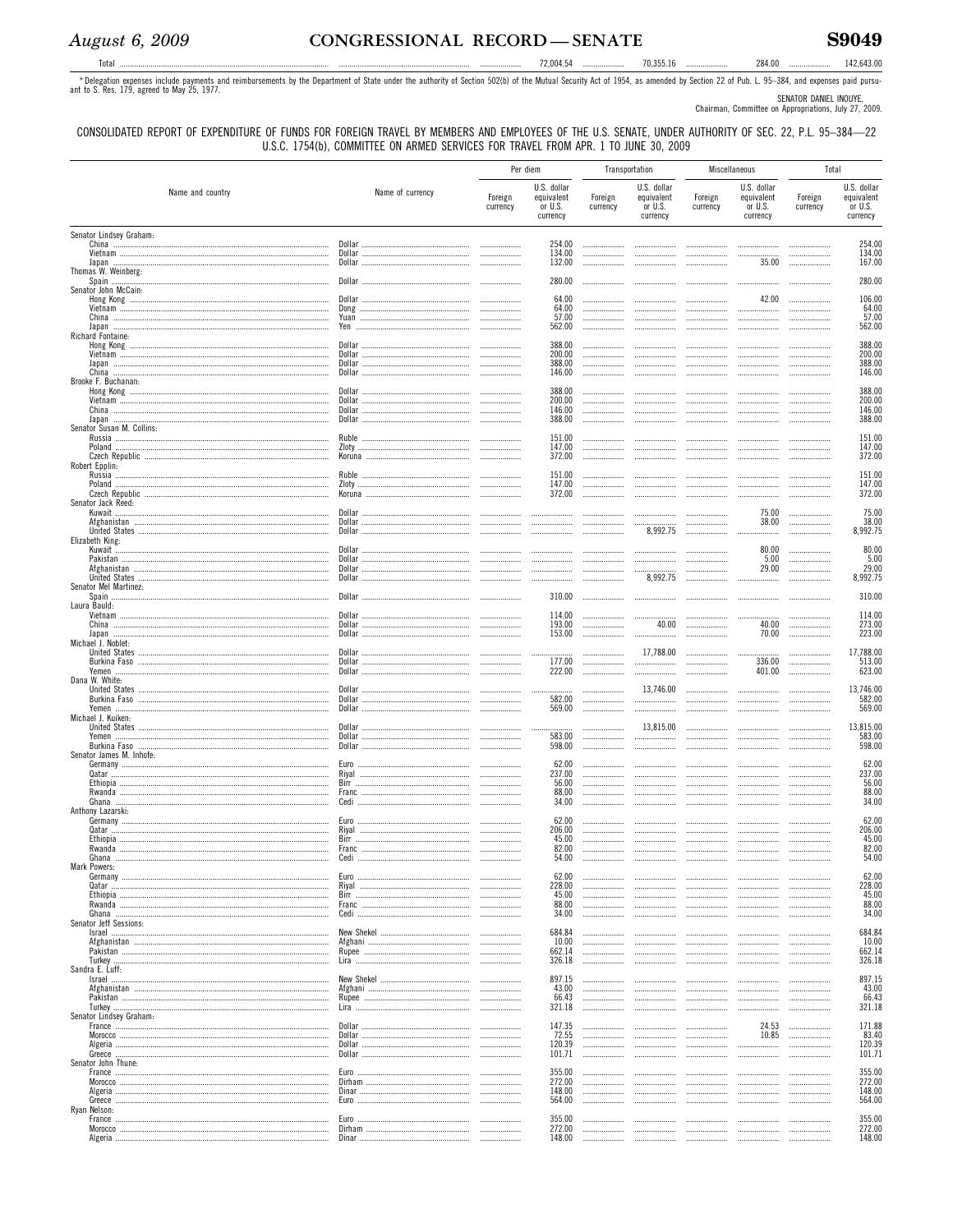| Total | | | 72,004.54 | | 70,355.16 | | 284.00 | | 142,643.00 |
|---|---|---|---|---|---|---|---|---|---|

*Delegation expenses include payments and reimbursements by the Department of State under the authority of Section 502(b) of the Mutual Security Act of 1954, as amended by Section 22 of Pub. L. 95–384, and expenses paid pursuant to S. Res. 179, agreed to May 25, 1977.

SENATOR DANIEL INOUYE,
Chairman, Committee on Appropriations, July 27, 2009.

CONSOLIDATED REPORT OF EXPENDITURE OF FUNDS FOR FOREIGN TRAVEL BY MEMBERS AND EMPLOYEES OF THE U.S. SENATE, UNDER AUTHORITY OF SEC. 22, P.L. 95–384—22 U.S.C. 1754(b), COMMITTEE ON ARMED SERVICES FOR TRAVEL FROM APR. 1 TO JUNE 30, 2009

| Name and country | Name of currency | Per diem | | Transportation | | Miscellaneous | | Total | |
|---|---|---|---|---|---|---|---|---|---|
| | | Foreign currency | U.S. dollar equivalent or U.S. currency | Foreign currency | U.S. dollar equivalent or U.S. currency | Foreign currency | U.S. dollar equivalent or U.S. currency | Foreign currency | U.S. dollar equivalent or U.S. currency |
| Senator Lindsey Graham: | | | | | | | | | |
| China | Dollar | | 254.00 | | | | | | 254.00 |
| Vietnam | Dollar | | 134.00 | | | | | | 134.00 |
| Japan | Dollar | | 132.00 | | | | 35.00 | | 167.00 |
| Thomas W. Weinberg: | | | | | | | | | |
| Spain | Dollar | | 280.00 | | | | | | 280.00 |
| Senator John McCain: | | | | | | | | | |
| Hong Kong | Dollar | | 64.00 | | | | 42.00 | | 106.00 |
| Vietnam | Dong | | 64.00 | | | | | | 64.00 |
| China | Yuan | | 57.00 | | | | | | 57.00 |
| Japan | Yen | | 562.00 | | | | | | 562.00 |
| Richard Fontaine: | | | | | | | | | |
| Hong Kong | Dollar | | 388.00 | | | | | | 388.00 |
| Vietnam | Dollar | | 200.00 | | | | | | 200.00 |
| Japan | Dollar | | 388.00 | | | | | | 388.00 |
| China | Dollar | | 146.00 | | | | | | 146.00 |
| Brooke F. Buchanan: | | | | | | | | | |
| Hong Kong | Dollar | | 388.00 | | | | | | 388.00 |
| Vietnam | Dollar | | 200.00 | | | | | | 200.00 |
| China | Dollar | | 146.00 | | | | | | 146.00 |
| Japan | Dollar | | 388.00 | | | | | | 388.00 |
| Senator Susan M. Collins: | | | | | | | | | |
| Russia | Ruble | | 151.00 | | | | | | 151.00 |
| Poland | Zloty | | 147.00 | | | | | | 147.00 |
| Czech Republic | Koruna | | 372.00 | | | | | | 372.00 |
| Robert Epplin: | | | | | | | | | |
| Russia | Ruble | | 151.00 | | | | | | 151.00 |
| Poland | Zloty | | 147.00 | | | | | | 147.00 |
| Czech Republic | Koruna | | 372.00 | | | | | | 372.00 |
| Senator Jack Reed: | | | | | | | | | |
| Kuwait | Dollar | | | | | | 75.00 | | 75.00 |
| Afghanistan | Dollar | | | | | | 38.00 | | 38.00 |
| United States | Dollar | | | | 8,992.75 | | | | 8,992.75 |
| Elizabeth King: | | | | | | | | | |
| Kuwait | Dollar | | | | | | 80.00 | | 80.00 |
| Pakistan | Dollar | | | | | | 5.00 | | 5.00 |
| Afghanistan | Dollar | | | | | | 29.00 | | 29.00 |
| United States | Dollar | | | | 8,992.75 | | | | 8,992.75 |
| Senator Mel Martinez: | | | | | | | | | |
| Spain | Dollar | | 310.00 | | | | | | 310.00 |
| Laura Bauld: | | | | | | | | | |
| Vietnam | Dollar | | 114.00 | | | | | | 114.00 |
| China | Dollar | | 193.00 | | 40.00 | | 40.00 | | 273.00 |
| Japan | Dollar | | 153.00 | | | | 70.00 | | 223.00 |
| Michael J. Noblet: | | | | | | | | | |
| United States | Dollar | | | | 17,788.00 | | | | 17,788.00 |
| Burkina Faso | Dollar | | 177.00 | | | | 336.00 | | 513.00 |
| Yemen | Dollar | | 222.00 | | | | 401.00 | | 623.00 |
| Dana W. White: | | | | | | | | | |
| United States | Dollar | | | | 13,746.00 | | | | 13,746.00 |
| Burkina Faso | Dollar | | 582.00 | | | | | | 582.00 |
| Yemen | Dollar | | 569.00 | | | | | | 569.00 |
| Michael J. Kuiken: | | | | | | | | | |
| United States | Dollar | | | | 13,815.00 | | | | 13,815.00 |
| Yemen | Dollar | | 583.00 | | | | | | 583.00 |
| Burkina Faso | Dollar | | 598.00 | | | | | | 598.00 |
| Senator James M. Inhofe: | | | | | | | | | |
| Germany | Euro | | 62.00 | | | | | | 62.00 |
| Qatar | Riyal | | 237.00 | | | | | | 237.00 |
| Ethiopia | Birr | | 56.00 | | | | | | 56.00 |
| Rwanda | Franc | | 88.00 | | | | | | 88.00 |
| Ghana | Cedi | | 34.00 | | | | | | 34.00 |
| Anthony Lazarski: | | | | | | | | | |
| Germany | Euro | | 62.00 | | | | | | 62.00 |
| Qatar | Riyal | | 206.00 | | | | | | 206.00 |
| Ethiopia | Birr | | 45.00 | | | | | | 45.00 |
| Rwanda | Franc | | 82.00 | | | | | | 82.00 |
| Ghana | Cedi | | 54.00 | | | | | | 54.00 |
| Mark Powers: | | | | | | | | | |
| Germany | Euro | | 62.00 | | | | | | 62.00 |
| Qatar | Riyal | | 228.00 | | | | | | 228.00 |
| Ethiopia | Birr | | 45.00 | | | | | | 45.00 |
| Rwanda | Franc | | 88.00 | | | | | | 88.00 |
| Ghana | Cedi | | 34.00 | | | | | | 34.00 |
| Senator Jeff Sessions: | | | | | | | | | |
| Israel | New Shekel | | 684.84 | | | | | | 684.84 |
| Afghanistan | Afghani | | 10.00 | | | | | | 10.00 |
| Pakistan | Rupee | | 662.14 | | | | | | 662.14 |
| Turkey | Lira | | 326.18 | | | | | | 326.18 |
| Sandra E. Luff: | | | | | | | | | |
| Israel | New Shekel | | 897.15 | | | | | | 897.15 |
| Afghanistan | Afghani | | 43.00 | | | | | | 43.00 |
| Pakistan | Rupee | | 66.43 | | | | | | 66.43 |
| Turkey | Lira | | 321.18 | | | | | | 321.18 |
| Senator Lindsey Graham: | | | | | | | | | |
| France | Dollar | | 147.35 | | | | 24.53 | | 171.88 |
| Morocco | Dollar | | 72.55 | | | | 10.85 | | 83.40 |
| Algeria | Dollar | | 120.39 | | | | | | 120.39 |
| Greece | Dollar | | 101.71 | | | | | | 101.71 |
| Senator John Thune: | | | | | | | | | |
| France | Euro | | 355.00 | | | | | | 355.00 |
| Morocco | Dirham | | 272.00 | | | | | | 272.00 |
| Algeria | Dinar | | 148.00 | | | | | | 148.00 |
| Greece | Euro | | 564.00 | | | | | | 564.00 |
| Ryan Nelson: | | | | | | | | | |
| France | Euro | | 355.00 | | | | | | 355.00 |
| Morocco | Dirham | | 272.00 | | | | | | 272.00 |
| Algeria | Dinar | | 148.00 | | | | | | 148.00 |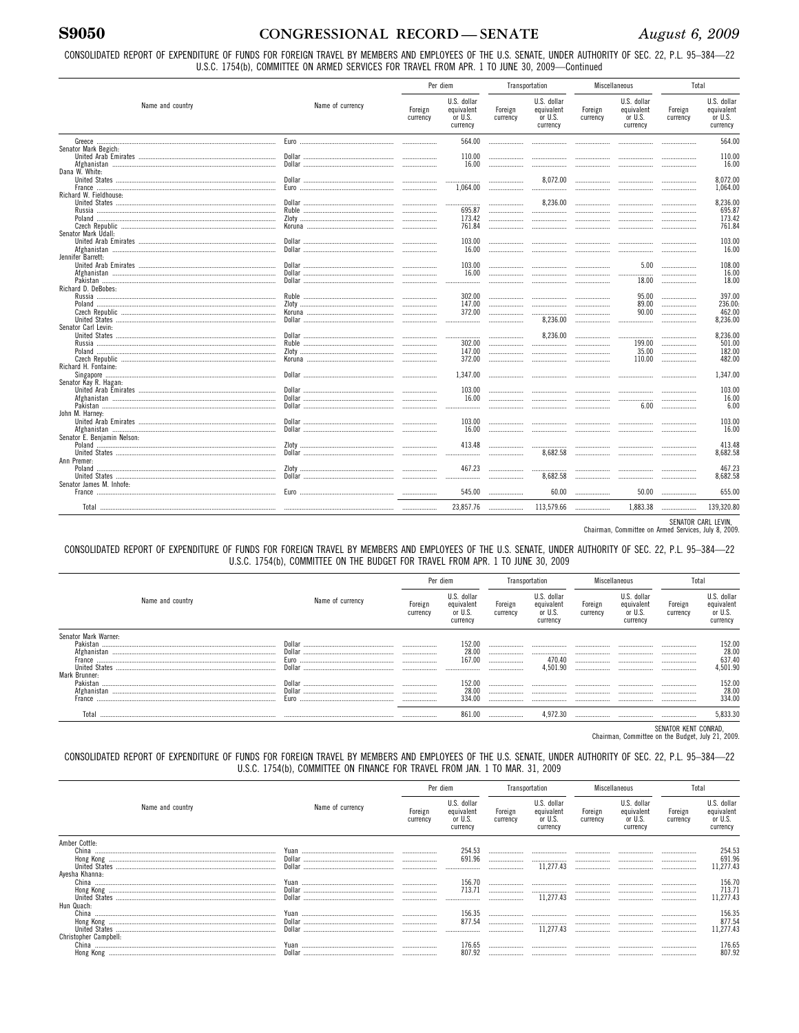CONSOLIDATED REPORT OF EXPENDITURE OF FUNDS FOR FOREIGN TRAVEL BY MEMBERS AND EMPLOYEES OF THE U.S. SENATE, UNDER AUTHORITY OF SEC. 22, P.L. 95–384—22 U.S.C. 1754(b), COMMITTEE ON ARMED SERVICES FOR TRAVEL FROM APR. 1 TO JUNE 30, 2009—Continued

| Name and country | Name of currency | Per diem | | Transportation | | Miscellaneous | | Total | |
|---|---|---|---|---|---|---|---|---|---|
| | | Foreign currency | U.S. dollar equivalent or U.S. currency | Foreign currency | U.S. dollar equivalent or U.S. currency | Foreign currency | U.S. dollar equivalent or U.S. currency | Foreign currency | U.S. dollar equivalent or U.S. currency |
| Greece | Euro | | 564.00 | | | | | | 564.00 |
| Senator Mark Begich: | | | | | | | | | |
| United Arab Emirates | Dollar | | 110.00 | | | | | | 110.00 |
| Afghanistan | Dollar | | 16.00 | | | | | | 16.00 |
| Dana W. White: | | | | | | | | | |
| United States | Dollar | | | | 8,072.00 | | | | 8,072.00 |
| France | Euro | | 1,064.00 | | | | | | 1,064.00 |
| Richard W. Fieldhouse: | | | | | | | | | |
| United States | Dollar | | | | 8,236.00 | | | | 8,236.00 |
| Russia | Ruble | | 695.87 | | | | | | 695.87 |
| Poland | Zloty | | 173.42 | | | | | | 173.42 |
| Czech Republic | Koruna | | 761.84 | | | | | | 761.84 |
| Senator Mark Udall: | | | | | | | | | |
| United Arab Emirates | Dollar | | 103.00 | | | | | | 103.00 |
| Afghanistan | Dollar | | 16.00 | | | | | | 16.00 |
| Jennifer Barrett: | | | | | | | | | |
| United Arab Emirates | Dollar | | 103.00 | | | | 5.00 | | 108.00 |
| Afghanistan | Dollar | | 16.00 | | | | | | 16.00 |
| Pakistan | Dollar | | | | | | 18.00 | | 18.00 |
| Richard D. DeBobes: | | | | | | | | | |
| Russia | Ruble | | 302.00 | | | | 95.00 | | 397.00 |
| Poland | Zloty | | 147.00 | | | | 89.00 | | 236.00: |
| Czech Republic | Koruna | | 372.00 | | | | 90.00 | | 462.00 |
| United States | Dollar | | | | 8,236.00 | | | | 8,236.00 |
| Senator Carl Levin: | | | | | | | | | |
| United States | Dollar | | | | 8,236.00 | | | | 8,236.00 |
| Russia | Ruble | | 302.00 | | | | 199.00 | | 501.00 |
| Poland | Zloty | | 147.00 | | | | 35.00 | | 182.00 |
| Czech Republic | Koruna | | 372.00 | | | | 110.00 | | 482.00 |
| Richard H. Fontaine: | | | | | | | | | |
| Singapore | Dollar | | 1,347.00 | | | | | | 1,347.00 |
| Senator Kay R. Hagan: | | | | | | | | | |
| United Arab Emirates | Dollar | | 103.00 | | | | | | 103.00 |
| Afghanistan | Dollar | | 16.00 | | | | | | 16.00 |
| Pakistan | Dollar | | | | | | 6.00 | | 6.00 |
| John M. Harney: | | | | | | | | | |
| United Arab Emirates | Dollar | | 103.00 | | | | | | 103.00 |
| Afghanistan | Dollar | | 16.00 | | | | | | 16.00 |
| Senator E. Benjamin Nelson: | | | | | | | | | |
| Poland | Zloty | | 413.48 | | | | | | 413.48 |
| United States | Dollar | | | | 8,682.58 | | | | 8,682.58 |
| Ann Premer: | | | | | | | | | |
| Poland | Zloty | | 467.23 | | | | | | 467.23 |
| United States | Dollar | | | | 8,682.58 | | | | 8,682.58 |
| Senator James M. Inhofe: | | | | | | | | | |
| France | Euro | | 545.00 | | 60.00 | | 50.00 | | 655.00 |
| Total | | | 23,857.76 | | 113,579.66 | | 1,883.38 | | 139,320.80 |

SENATOR CARL LEVIN,
Chairman, Committee on Armed Services, July 8, 2009.

CONSOLIDATED REPORT OF EXPENDITURE OF FUNDS FOR FOREIGN TRAVEL BY MEMBERS AND EMPLOYEES OF THE U.S. SENATE, UNDER AUTHORITY OF SEC. 22, P.L. 95–384—22 U.S.C. 1754(b), COMMITTEE ON THE BUDGET FOR TRAVEL FROM APR. 1 TO JUNE 30, 2009

| Name and country | Name of currency | Per diem | | Transportation | | Miscellaneous | | Total | |
|---|---|---|---|---|---|---|---|---|---|
| | | Foreign currency | U.S. dollar equivalent or U.S. currency | Foreign currency | U.S. dollar equivalent or U.S. currency | Foreign currency | U.S. dollar equivalent or U.S. currency | Foreign currency | U.S. dollar equivalent or U.S. currency |
| Senator Mark Warner: | | | | | | | | | |
| Pakistan | Dollar | | 152.00 | | | | | | 152.00 |
| Afghanistan | Dollar | | 28.00 | | | | | | 28.00 |
| France | Euro | | 167.00 | | 470.40 | | | | 637.40 |
| United States | Dollar | | | | 4,501.90 | | | | 4,501.90 |
| Mark Brunner: | | | | | | | | | |
| Pakistan | Dollar | | 152.00 | | | | | | 152.00 |
| Afghanistan | Dollar | | 28.00 | | | | | | 28.00 |
| France | Euro | | 334.00 | | | | | | 334.00 |
| Total | | | 861.00 | | 4,972.30 | | | | 5,833.30 |

SENATOR KENT CONRAD,
Chairman, Committee on the Budget, July 21, 2009.

CONSOLIDATED REPORT OF EXPENDITURE OF FUNDS FOR FOREIGN TRAVEL BY MEMBERS AND EMPLOYEES OF THE U.S. SENATE, UNDER AUTHORITY OF SEC. 22, P.L. 95–384—22 U.S.C. 1754(b), COMMITTEE ON FINANCE FOR TRAVEL FROM JAN. 1 TO MAR. 31, 2009

| Name and country | Name of currency | Per diem | | Transportation | | Miscellaneous | | Total | |
|---|---|---|---|---|---|---|---|---|---|
| | | Foreign currency | U.S. dollar equivalent or U.S. currency | Foreign currency | U.S. dollar equivalent or U.S. currency | Foreign currency | U.S. dollar equivalent or U.S. currency | Foreign currency | U.S. dollar equivalent or U.S. currency |
| Amber Cottle: | | | | | | | | | |
| China | Yuan | | 254.53 | | | | | | 254.53 |
| Hong Kong | Dollar | | 691.96 | | | | | | 691.96 |
| United States | Dollar | | | | 11,277.43 | | | | 11,277.43 |
| Ayesha Khanna: | | | | | | | | | |
| China | Yuan | | 156.70 | | | | | | 156.70 |
| Hong Kong | Dollar | | 713.71 | | | | | | 713.71 |
| United States | Dollar | | | | 11,277.43 | | | | 11,277.43 |
| Hun Quach: | | | | | | | | | |
| China | Yuan | | 156.35 | | | | | | 156.35 |
| Hong Kong | Dollar | | 877.54 | | | | | | 877.54 |
| United States | Dollar | | | | 11,277.43 | | | | 11,277.43 |
| Christopher Campbell: | | | | | | | | | |
| China | Yuan | | 176.65 | | | | | | 176.65 |
| Hong Kong | Dollar | | 807.92 | | | | | | 807.92 |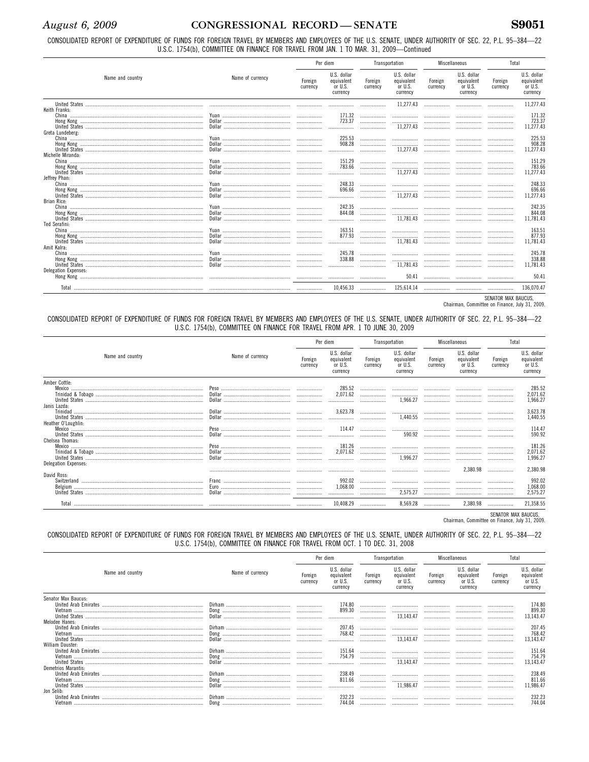CONSOLIDATED REPORT OF EXPENDITURE OF FUNDS FOR FOREIGN TRAVEL BY MEMBERS AND EMPLOYEES OF THE U.S. SENATE, UNDER AUTHORITY OF SEC. 22, P.L. 95–384—22 U.S.C. 1754(b), COMMITTEE ON FINANCE FOR TRAVEL FROM JAN. 1 TO MAR. 31, 2009—Continued

| Name and country | Name of currency | Per diem | | Transportation | | Miscellaneous | | Total | |
|---|---|---|---|---|---|---|---|---|---|
| | | Foreign currency | U.S. dollar equivalent or U.S. currency | Foreign currency | U.S. dollar equivalent or U.S. currency | Foreign currency | U.S. dollar equivalent or U.S. currency | Foreign currency | U.S. dollar equivalent or U.S. currency |
| United States | | | | | 11,277.43 | | | | 11,277.43 |
| Keith Franks: | | | | | | | | | |
| China | Yuan | | 171.32 | | | | | | 171.32 |
| Hong Kong | Dollar | | 723.37 | | | | | | 723.37 |
| United States | Dollar | | | | 11,277.43 | | | | 11,277.43 |
| Greta Lundeberg: | | | | | | | | | |
| China | Yuan | | 225.53 | | | | | | 225.53 |
| Hong Kong | Dollar | | 908.28 | | | | | | 908.28 |
| United States | Dollar | | | | 11,277.43 | | | | 11,277.43 |
| Michelle Miranda: | | | | | | | | | |
| China | Yuan | | 151.29 | | | | | | 151.29 |
| Hong Kong | Dollar | | 783.66 | | | | | | 783.66 |
| United States | Dollar | | | | 11,277.43 | | | | 11,277.43 |
| Jeffrey Phan: | | | | | | | | | |
| China | Yuan | | 248.33 | | | | | | 248.33 |
| Hong Kong | Dollar | | 696.66 | | | | | | 696.66 |
| United States | Dollar | | | | 11,277.43 | | | | 11,277.43 |
| Brian Rice: | | | | | | | | | |
| China | Yuan | | 242.35 | | | | | | 242.35 |
| Hong Kong | Dollar | | 844.08 | | | | | | 844.08 |
| United States | Dollar | | | | 11,781.43 | | | | 11,781.43 |
| Ted Serafini: | | | | | | | | | |
| China | Yuan | | 163.51 | | | | | | 163.51 |
| Hong Kong | Dollar | | 877.93 | | | | | | 877.93 |
| United States | Dollar | | | | 11,781.43 | | | | 11,781.43 |
| Amit Kalra: | | | | | | | | | |
| China | Yuan | | 245.78 | | | | | | 245.78 |
| Hong Kong | Dollar | | 338.88 | | | | | | 338.88 |
| United States | Dollar | | | | 11,781.43 | | | | 11,781.43 |
| Delegation Expenses: | | | | | | | | | |
| Hong Kong | | | | | 50.41 | | | | 50.41 |
| Total | | | 10,456.33 | | 125,614.14 | | | | 136,070.47 |

SENATOR MAX BAUCUS,
Chairman, Committee on Finance, July 31, 2009.

CONSOLIDATED REPORT OF EXPENDITURE OF FUNDS FOR FOREIGN TRAVEL BY MEMBERS AND EMPLOYEES OF THE U.S. SENATE, UNDER AUTHORITY OF SEC. 22, P.L. 95–384—22 U.S.C. 1754(b), COMMITTEE ON FINANCE FOR TRAVEL FROM APR. 1 TO JUNE 30, 2009

| Name and country | Name of currency | Per diem | | Transportation | | Miscellaneous | | Total | |
|---|---|---|---|---|---|---|---|---|---|
| | | Foreign currency | U.S. dollar equivalent or U.S. currency | Foreign currency | U.S. dollar equivalent or U.S. currency | Foreign currency | U.S. dollar equivalent or U.S. currency | Foreign currency | U.S. dollar equivalent or U.S. currency |
| Amber Cottle: | | | | | | | | | |
| Mexico | Peso | | 285.52 | | | | | | 285.52 |
| Trinidad & Tobago | Dollar | | 2,071.62 | | | | | | 2,071.62 |
| United States | Dollar | | | | 1,966.27 | | | | 1,966.27 |
| Janis Lazda: | | | | | | | | | |
| Trinidad | Dollar | | 3,623.78 | | | | | | 3,623.78 |
| United States | Dollar | | | | 1,440.55 | | | | 1,440.55 |
| Heather O'Loughlin: | | | | | | | | | |
| Mexico | Peso | | 114.47 | | | | | | 114.47 |
| United States | Dollar | | | | 590.92 | | | | 590.92 |
| Chelsea Thomas: | | | | | | | | | |
| Mexico | Peso | | 181.26 | | | | | | 181.26 |
| Trinidad & Tobago | Dollar | | 2,071.62 | | | | | | 2,071.62 |
| United States | Dollar | | | | 1,996.27 | | | | 1,996.27 |
| Delegation Expenses: | | | | | | | 2,380.98 | | 2,380.98 |
| David Ross: | | | | | | | | | |
| Switzerland | Franc | | 992.02 | | | | | | 992.02 |
| Belgium | Euro | | 1,068.00 | | | | | | 1,068.00 |
| United States | Dollar | | | | 2,575.27 | | | | 2,575.27 |
| Total | | | 10,408.29 | | 8,569.28 | | 2,380.98 | | 21,358.55 |

SENATOR MAX BAUCUS,
Chairman, Committee on Finance, July 31, 2009.

CONSOLIDATED REPORT OF EXPENDITURE OF FUNDS FOR FOREIGN TRAVEL BY MEMBERS AND EMPLOYEES OF THE U.S. SENATE, UNDER AUTHORITY OF SEC. 22, P.L. 95–384—22 U.S.C. 1754(b), COMMITTEE ON FINANCE FOR TRAVEL FROM OCT. 1 TO DEC. 31, 2008

| Name and country | Name of currency | Per diem | | Transportation | | Miscellaneous | | Total | |
|---|---|---|---|---|---|---|---|---|---|
| | | Foreign currency | U.S. dollar equivalent or U.S. currency | Foreign currency | U.S. dollar equivalent or U.S. currency | Foreign currency | U.S. dollar equivalent or U.S. currency | Foreign currency | U.S. dollar equivalent or U.S. currency |
| Senator Max Baucus: | | | | | | | | | |
| United Arab Emirates | Dirham | | 174.80 | | | | | | 174.80 |
| Vietnam | Dong | | 899.30 | | | | | | 899.30 |
| United States | Dollar | | | | 13,143.47 | | | | 13,143.47 |
| Melodee Hanes: | | | | | | | | | |
| United Arab Emirates | Dirham | | 207.45 | | | | | | 207.45 |
| Vietnam | Dong | | 768.42 | | | | | | 768.42 |
| United States | Dollar | | | | 13,143.47 | | | | 13,143.47 |
| William Dauster: | | | | | | | | | |
| United Arab Emirates | Dirham | | 151.64 | | | | | | 151.64 |
| Vietnam | Dong | | 754.79 | | | | | | 754.79 |
| United States | Dollar | | | | 13,143.47 | | | | 13,143.47 |
| Demetrios Marantis: | | | | | | | | | |
| United Arab Emirates | Dirham | | 238.49 | | | | | | 238.49 |
| Vietnam | Dong | | 811.66 | | | | | | 811.66 |
| United States | Dollar | | | | 11,986.47 | | | | 11,986.47 |
| Jon Selib: | | | | | | | | | |
| United Arab Emirates | Dirham | | 232.23 | | | | | | 232.23 |
| Vietnam | Dong | | 744.04 | | | | | | 744.04 |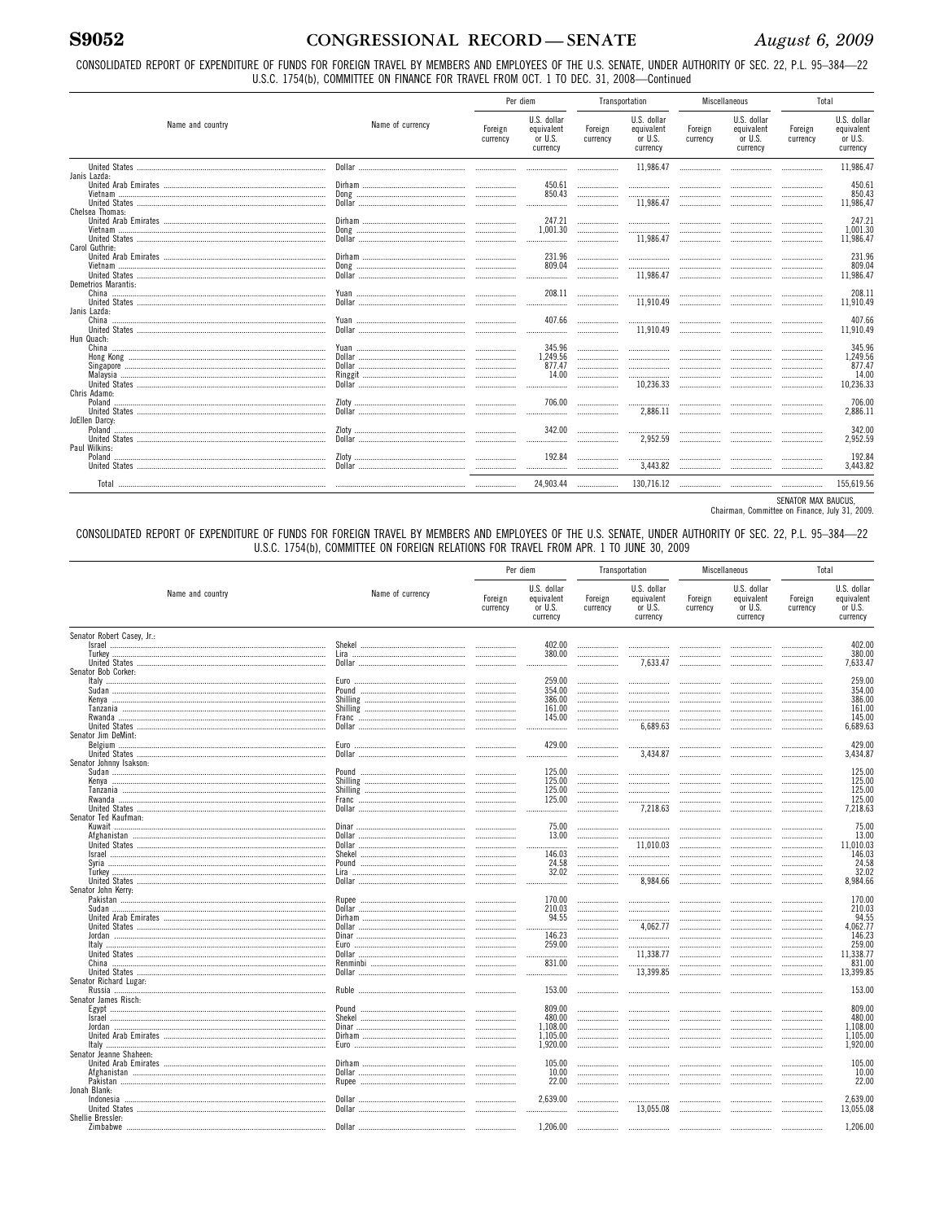CONSOLIDATED REPORT OF EXPENDITURE OF FUNDS FOR FOREIGN TRAVEL BY MEMBERS AND EMPLOYEES OF THE U.S. SENATE, UNDER AUTHORITY OF SEC. 22, P.L. 95–384—22 U.S.C. 1754(b), COMMITTEE ON FINANCE FOR TRAVEL FROM OCT. 1 TO DEC. 31, 2008—Continued

| Name and country | Name of currency | Per diem | | Transportation | | Miscellaneous | | Total | |
|---|---|---|---|---|---|---|---|---|---|
| | | Foreign currency | U.S. dollar equivalent or U.S. currency | Foreign currency | U.S. dollar equivalent or U.S. currency | Foreign currency | U.S. dollar equivalent or U.S. currency | Foreign currency | U.S. dollar equivalent or U.S. currency |
| United States | Dollar | | | | 11,986.47 | | | | 11,986.47 |
| Janis Lazda: | | | | | | | | | |
| United Arab Emirates | Dirham | | 450.61 | | | | | | 450.61 |
| Vietnam | Dong | | 850.43 | | | | | | 850.43 |
| United States | Dollar | | | | 11,986.47 | | | | 11,986.47 |
| Chelsea Thomas: | | | | | | | | | |
| United Arab Emirates | Dirham | | 247.21 | | | | | | 247.21 |
| Vietnam | Dong | | 1,001.30 | | | | | | 1,001.30 |
| United States | Dollar | | | | 11,986.47 | | | | 11,986.47 |
| Carol Guthrie: | | | | | | | | | |
| United Arab Emirates | Dirham | | 231.96 | | | | | | 231.96 |
| Vietnam | Dong | | 809.04 | | | | | | 809.04 |
| United States | Dollar | | | | 11,986.47 | | | | 11,986.47 |
| Demetrios Marantis: | | | | | | | | | |
| China | Yuan | | 208.11 | | | | | | 208.11 |
| United States | Dollar | | | | 11,910.49 | | | | 11,910.49 |
| Janis Lazda: | | | | | | | | | |
| China | Yuan | | 407.66 | | | | | | 407.66 |
| United States | Dollar | | | | 11,910.49 | | | | 11,910.49 |
| Hun Quach: | | | | | | | | | |
| China | Yuan | | 345.96 | | | | | | 345.96 |
| Hong Kong | Dollar | | 1,249.56 | | | | | | 1,249.56 |
| Singapore | Dollar | | 877.47 | | | | | | 877.47 |
| Malaysia | Ringgit | | 14.00 | | | | | | 14.00 |
| United States | Dollar | | | | 10,236.33 | | | | 10,236.33 |
| Chris Adamo: | | | | | | | | | |
| Poland | Zloty | | 706.00 | | | | | | 706.00 |
| United States | Dollar | | | | 2,886.11 | | | | 2,886.11 |
| JoEllen Darcy: | | | | | | | | | |
| Poland | Zloty | | 342.00 | | | | | | 342.00 |
| United States | Dollar | | | | 2,952.59 | | | | 2,952.59 |
| Paul Wilkins: | | | | | | | | | |
| Poland | Zloty | | 192.84 | | | | | | 192.84 |
| United States | Dollar | | | | 3,443.82 | | | | 3,443.82 |
| Total | | | 24,903.44 | | 130,716.12 | | | | 155,619.56 |

SENATOR MAX BAUCUS,
Chairman, Committee on Finance, July 31, 2009.

CONSOLIDATED REPORT OF EXPENDITURE OF FUNDS FOR FOREIGN TRAVEL BY MEMBERS AND EMPLOYEES OF THE U.S. SENATE, UNDER AUTHORITY OF SEC. 22, P.L. 95–384—22 U.S.C. 1754(b), COMMITTEE ON FOREIGN RELATIONS FOR TRAVEL FROM APR. 1 TO JUNE 30, 2009

| Name and country | Name of currency | Per diem | | Transportation | | Miscellaneous | | Total | |
|---|---|---|---|---|---|---|---|---|---|
| | | Foreign currency | U.S. dollar equivalent or U.S. currency | Foreign currency | U.S. dollar equivalent or U.S. currency | Foreign currency | U.S. dollar equivalent or U.S. currency | Foreign currency | U.S. dollar equivalent or U.S. currency |
| Senator Robert Casey, Jr.: | | | | | | | | | |
| Israel | Shekel | | 402.00 | | | | | | 402.00 |
| Turkey | Lira | | 380.00 | | | | | | 380.00 |
| United States | Dollar | | | | 7,633.47 | | | | 7,633.47 |
| Senator Bob Corker: | | | | | | | | | |
| Italy | Euro | | 259.00 | | | | | | 259.00 |
| Sudan | Pound | | 354.00 | | | | | | 354.00 |
| Kenya | Shilling | | 386.00 | | | | | | 386.00 |
| Tanzania | Shilling | | 161.00 | | | | | | 161.00 |
| Rwanda | Franc | | 145.00 | | | | | | 145.00 |
| United States | Dollar | | | | 6,689.63 | | | | 6,689.63 |
| Senator Jim DeMint: | | | | | | | | | |
| Belgium | Euro | | 429.00 | | | | | | 429.00 |
| United States | Dollar | | | | 3,434.87 | | | | 3,434.87 |
| Senator Johnny Isakson: | | | | | | | | | |
| Sudan | Pound | | 125.00 | | | | | | 125.00 |
| Kenya | Shilling | | 125.00 | | | | | | 125.00 |
| Tanzania | Shilling | | 125.00 | | | | | | 125.00 |
| Rwanda | Franc | | 125.00 | | | | | | 125.00 |
| United States | Dollar | | | | 7,218.63 | | | | 7,218.63 |
| Senator Ted Kaufman: | | | | | | | | | |
| Kuwait | Dinar | | 75.00 | | | | | | 75.00 |
| Afghanistan | Dollar | | 13.00 | | | | | | 13.00 |
| United States | Dollar | | | | 11,010.03 | | | | 11,010.03 |
| Israel | Shekel | | 146.03 | | | | | | 146.03 |
| Syria | Pound | | 24.58 | | | | | | 24.58 |
| Turkey | Lira | | 32.02 | | | | | | 32.02 |
| United States | Dollar | | | | 8,984.66 | | | | 8,984.66 |
| Senator John Kerry: | | | | | | | | | |
| Pakistan | Rupee | | 170.00 | | | | | | 170.00 |
| Sudan | Dollar | | 210.03 | | | | | | 210.03 |
| United Arab Emirates | Dirham | | 94.55 | | | | | | 94.55 |
| United States | Dollar | | | | 4,062.77 | | | | 4,062.77 |
| Jordan | Dinar | | 146.23 | | | | | | 146.23 |
| Italy | Euro | | 259.00 | | | | | | 259.00 |
| United States | Dollar | | | | 11,338.77 | | | | 11,338.77 |
| China | Renminbi | | 831.00 | | | | | | 831.00 |
| United States | Dollar | | | | 13,399.85 | | | | 13,399.85 |
| Senator Richard Lugar: | | | | | | | | | |
| Russia | Ruble | | 153.00 | | | | | | 153.00 |
| Senator James Risch: | | | | | | | | | |
| Egypt | Pound | | 809.00 | | | | | | 809.00 |
| Israel | Shekel | | 480.00 | | | | | | 480.00 |
| Jordan | Dinar | | 1,108.00 | | | | | | 1,108.00 |
| United Arab Emirates | Dirham | | 1,105.00 | | | | | | 1,105.00 |
| Italy | Euro | | 1,920.00 | | | | | | 1,920.00 |
| Senator Jeanne Shaheen: | | | | | | | | | |
| United Arab Emirates | Dirham | | 105.00 | | | | | | 105.00 |
| Afghanistan | Dollar | | 10.00 | | | | | | 10.00 |
| Pakistan | Rupee | | 22.00 | | | | | | 22.00 |
| Jonah Blank: | | | | | | | | | |
| Indonesia | Dollar | | 2,639.00 | | | | | | 2,639.00 |
| United States | Dollar | | | | 13,055.08 | | | | 13,055.08 |
| Shellie Bressler: | | | | | | | | | |
| Zimbabwe | Dollar | | 1,206.00 | | | | | | 1,206.00 |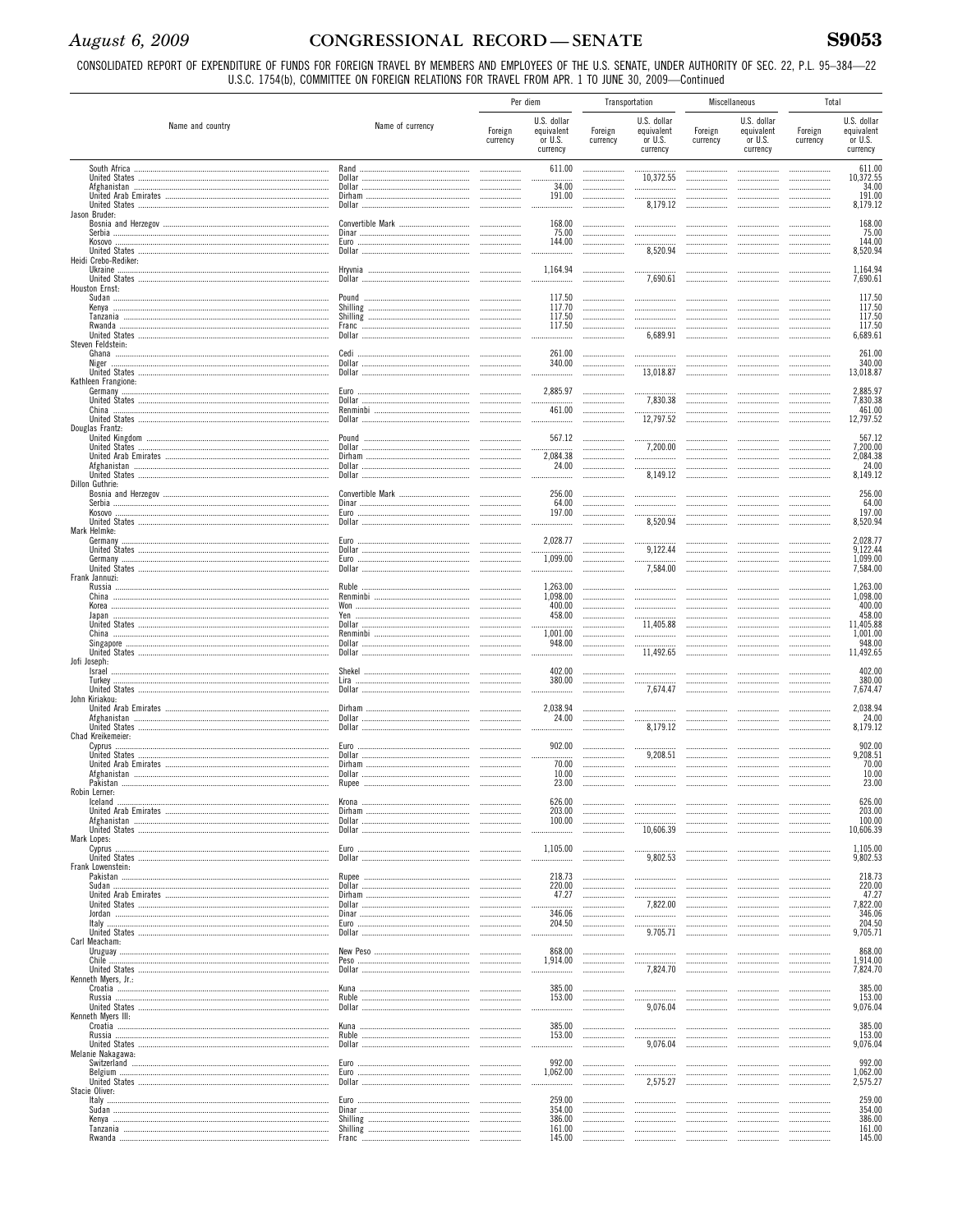CONSOLIDATED REPORT OF EXPENDITURE OF FUNDS FOR FOREIGN TRAVEL BY MEMBERS AND EMPLOYEES OF THE U.S. SENATE, UNDER AUTHORITY OF SEC. 22, P.L. 95–384—22 U.S.C. 1754(b), COMMITTEE ON FOREIGN RELATIONS FOR TRAVEL FROM APR. 1 TO JUNE 30, 2009—Continued

| Name and country | Name of currency | Per diem | | Transportation | | Miscellaneous | | Total | |
|---|---|---|---|---|---|---|---|---|---|
| | | Foreign currency | U.S. dollar equivalent or U.S. currency | Foreign currency | U.S. dollar equivalent or U.S. currency | Foreign currency | U.S. dollar equivalent or U.S. currency | Foreign currency | U.S. dollar equivalent or U.S. currency |
| South Africa | Rand | | 611.00 | | | | | | 611.00 |
| United States | Dollar | | | | 10,372.55 | | | | 10,372.55 |
| Afghanistan | Dollar | | 34.00 | | | | | | 34.00 |
| United Arab Emirates | Dirham | | 191.00 | | | | | | 191.00 |
| United States | Dollar | | | | 8,179.12 | | | | 8,179.12 |
| Jason Bruder: | | | | | | | | | |
| Bosnia and Herzegov | Convertible Mark | | 168.00 | | | | | | 168.00 |
| Serbia | Dinar | | 75.00 | | | | | | 75.00 |
| Kosovo | Euro | | 144.00 | | | | | | 144.00 |
| United States | Dollar | | | | 8,520.94 | | | | 8,520.94 |
| Heidi Crebo-Rediker: | | | | | | | | | |
| Ukraine | Hryvnia | | 1,164.94 | | | | | | 1,164.94 |
| United States | Dollar | | | | 7,690.61 | | | | 7,690.61 |
| Houston Ernst: | | | | | | | | | |
| Sudan | Pound | | 117.50 | | | | | | 117.50 |
| Kenya | Shilling | | 117.70 | | | | | | 117.50 |
| Tanzania | Shilling | | 117.50 | | | | | | 117.50 |
| Rwanda | Franc | | 117.50 | | | | | | 117.50 |
| United States | Dollar | | | | 6,689.91 | | | | 6,689.61 |
| Steven Feldstein: | | | | | | | | | |
| Ghana | Cedi | | 261.00 | | | | | | 261.00 |
| Niger | Dollar | | 340.00 | | | | | | 340.00 |
| United States | Dollar | | | | 13,018.87 | | | | 13,018.87 |
| Kathleen Frangione: | | | | | | | | | |
| Germany | Euro | | 2,885.97 | | | | | | 2,885.97 |
| United States | Dollar | | | | 7,830.38 | | | | 7,830.38 |
| China | Renminbi | | 461.00 | | | | | | 461.00 |
| United States | Dollar | | | | 12,797.52 | | | | 12,797.52 |
| Douglas Frantz: | | | | | | | | | |
| United Kingdom | Pound | | 567.12 | | | | | | 567.12 |
| United States | Dollar | | | | 7,200.00 | | | | 7,200.00 |
| United Arab Emirates | Dirham | | 2,084.38 | | | | | | 2,084.38 |
| Afghanistan | Dollar | | 24.00 | | | | | | 24.00 |
| United States | Dollar | | | | 8,149.12 | | | | 8,149.12 |
| Dillon Guthrie: | | | | | | | | | |
| Bosnia and Herzegov | Convertible Mark | | 256.00 | | | | | | 256.00 |
| Serbia | Dinar | | 64.00 | | | | | | 64.00 |
| Kosovo | Euro | | 197.00 | | | | | | 197.00 |
| United States | Dollar | | | | 8,520.94 | | | | 8,520.94 |
| Mark Helmke: | | | | | | | | | |
| Germany | Euro | | 2,028.77 | | | | | | 2,028.77 |
| United States | Dollar | | | | 9,122.44 | | | | 9,122.44 |
| Germany | Euro | | 1,099.00 | | | | | | 1,099.00 |
| United States | Dollar | | | | 7,584.00 | | | | 7,584.00 |
| Frank Jannuzi: | | | | | | | | | |
| Russia | Ruble | | 1,263.00 | | | | | | 1,263.00 |
| China | Renminbi | | 1,098.00 | | | | | | 1,098.00 |
| Korea | Won | | 400.00 | | | | | | 400.00 |
| Japan | Yen | | 458.00 | | | | | | 458.00 |
| United States | Dollar | | | | 11,405.88 | | | | 11,405.88 |
| China | Renminbi | | 1,001.00 | | | | | | 1,001.00 |
| Singapore | Dollar | | 948.00 | | | | | | 948.00 |
| United States | Dollar | | | | 11,492.65 | | | | 11,492.65 |
| Jofi Joseph: | | | | | | | | | |
| Israel | Shekel | | 402.00 | | | | | | 402.00 |
| Turkey | Lira | | 380.00 | | | | | | 380.00 |
| United States | Dollar | | | | 7,674.47 | | | | 7,674.47 |
| John Kiriakou: | | | | | | | | | |
| United Arab Emirates | Dirham | | 2,038.94 | | | | | | 2,038.94 |
| Afghanistan | Dollar | | 24.00 | | | | | | 24.00 |
| United States | Dollar | | | | 8,179.12 | | | | 8,179.12 |
| Chad Kreikemeier: | | | | | | | | | |
| Cyprus | Euro | | 902.00 | | | | | | 902.00 |
| United States | Dollar | | | | 9,208.51 | | | | 9,208.51 |
| United Arab Emirates | Dirham | | 70.00 | | | | | | 70.00 |
| Afghanistan | Dollar | | 10.00 | | | | | | 10.00 |
| Pakistan | Rupee | | 23.00 | | | | | | 23.00 |
| Robin Lerner: | | | | | | | | | |
| Iceland | Krona | | 626.00 | | | | | | 626.00 |
| United Arab Emirates | Dirham | | 203.00 | | | | | | 203.00 |
| Afghanistan | Dollar | | 100.00 | | | | | | 100.00 |
| United States | Dollar | | | | 10,606.39 | | | | 10,606.39 |
| Mark Lopes: | | | | | | | | | |
| Cyprus | Euro | | 1,105.00 | | | | | | 1,105.00 |
| United States | Dollar | | | | 9,802.53 | | | | 9,802.53 |
| Frank Lowenstein: | | | | | | | | | |
| Pakistan | Rupee | | 218.73 | | | | | | 218.73 |
| Sudan | Dollar | | 220.00 | | | | | | 220.00 |
| United Arab Emirates | Dirham | | 47.27 | | | | | | 47.27 |
| United States | Dollar | | | | 7,822.00 | | | | 7,822.00 |
| Jordan | Dinar | | 346.06 | | | | | | 346.06 |
| Italy | Euro | | 204.50 | | | | | | 204.50 |
| United States | Dollar | | | | 9,705.71 | | | | 9,705.71 |
| Carl Meacham: | | | | | | | | | |
| Uruguay | New Peso | | 868.00 | | | | | | 868.00 |
| Chile | Peso | | 1,914.00 | | | | | | 1,914.00 |
| United States | Dollar | | | | 7,824.70 | | | | 7,824.70 |
| Kenneth Myers, Jr.: | | | | | | | | | |
| Croatia | Kuna | | 385.00 | | | | | | 385.00 |
| Russia | Ruble | | 153.00 | | | | | | 153.00 |
| United States | Dollar | | | | 9,076.04 | | | | 9,076.04 |
| Kenneth Myers III: | | | | | | | | | |
| Croatia | Kuna | | 385.00 | | | | | | 385.00 |
| Russia | Ruble | | 153.00 | | | | | | 153.00 |
| United States | Dollar | | | | 9,076.04 | | | | 9,076.04 |
| Melanie Nakagawa: | | | | | | | | | |
| Switzerland | Euro | | 992.00 | | | | | | 992.00 |
| Belgium | Euro | | 1,062.00 | | | | | | 1,062.00 |
| United States | Dollar | | | | 2,575.27 | | | | 2,575.27 |
| Stacie Oliver: | | | | | | | | | |
| Italy | Euro | | 259.00 | | | | | | 259.00 |
| Sudan | Dinar | | 354.00 | | | | | | 354.00 |
| Kenya | Shilling | | 386.00 | | | | | | 386.00 |
| Tanzania | Shilling | | 161.00 | | | | | | 161.00 |
| Rwanda | Franc | | 145.00 | | | | | | 145.00 |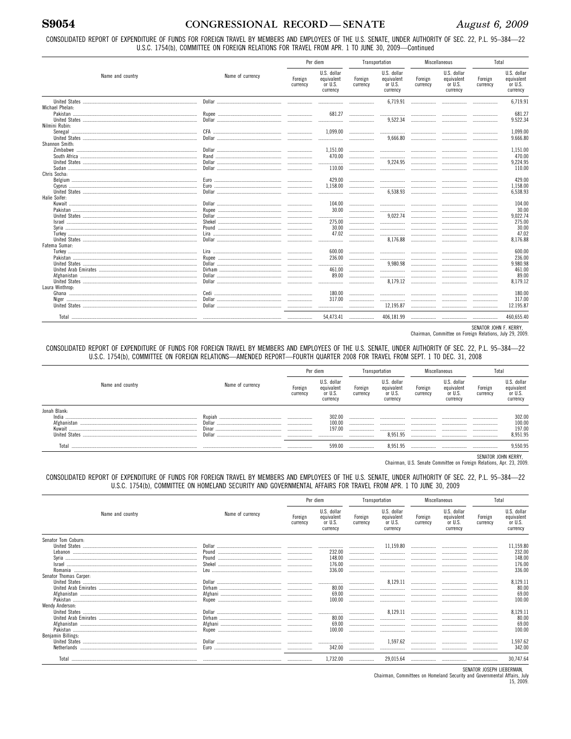CONSOLIDATED REPORT OF EXPENDITURE OF FUNDS FOR FOREIGN TRAVEL BY MEMBERS AND EMPLOYEES OF THE U.S. SENATE, UNDER AUTHORITY OF SEC. 22, P.L. 95–384—22 U.S.C. 1754(b), COMMITTEE ON FOREIGN RELATIONS FOR TRAVEL FROM APR. 1 TO JUNE 30, 2009—Continued

| Name and country | Name of currency | Per diem | | Transportation | | Miscellaneous | | Total | |
|---|---|---|---|---|---|---|---|---|---|
| | | Foreign currency | U.S. dollar equivalent or U.S. currency | Foreign currency | U.S. dollar equivalent or U.S. currency | Foreign currency | U.S. dollar equivalent or U.S. currency | Foreign currency | U.S. dollar equivalent or U.S. currency |
| United States | Dollar | | | | 6,719.91 | | | | 6,719.91 |
| Michael Phelan: | | | | | | | | | |
| Pakistan | Rupee | | 681.27 | | | | | | 681.27 |
| United States | Dollar | | | | 9,522.34 | | | | 9.522.34 |
| Nilmini Rubin: | | | | | | | | | |
| Senegal | CFA | | 1,099.00 | | | | | | 1,099.00 |
| United States | Dollar | | | | 9,666.80 | | | | 9.666.80 |
| Shannon Smith: | | | | | | | | | |
| Zimbabwe | Dollar | | 1,151.00 | | | | | | 1,151.00 |
| South Africa | Rand | | 470.00 | | | | | | 470.00 |
| United States | Dollar | | | | 9,224.95 | | | | 9,224.95 |
| Sudan | Dollar | | 110.00 | | | | | | 110.00 |
| Chris Socha: | | | | | | | | | |
| Belgium | Euro | | 429.00 | | | | | | 429.00 |
| Cyprus | Euro | | 1,158.00 | | | | | | 1,158.00 |
| United States | Dollar | | | | 6,538.93 | | | | 6,538.93 |
| Halie Soifer: | | | | | | | | | |
| Kuwait | Dollar | | 104.00 | | | | | | 104.00 |
| Pakistan | Rupee | | 30.00 | | | | | | 30.00 |
| United States | Dollar | | | | 9,022.74 | | | | 9,022.74 |
| Israel | Shekel | | 275.00 | | | | | | 275.00 |
| Syria | Pound | | 30.00 | | | | | | 30.00 |
| Turkey | Lira | | 47.02 | | | | | | 47.02 |
| United States | Dollar | | | | 8,176.88 | | | | 8,176.88 |
| Fatema Sumar: | | | | | | | | | |
| Turkey | Lira | | 600.00 | | | | | | 600.00 |
| Pakistan | Rupee | | 236.00 | | | | | | 236.00 |
| United States | Dollar | | | | 9,980.98 | | | | 9.980.98 |
| United Arab Emirates | Dirham | | 461.00 | | | | | | 461.00 |
| Afghanistan | Dollar | | 89.00 | | | | | | 89.00 |
| United States | Dollar | | | | 8,179.12 | | | | 8,179.12 |
| Laura Winthrop: | | | | | | | | | |
| Ghana | Cedi | | 180.00 | | | | | | 180.00 |
| Niger | Dollar | | 317.00 | | | | | | 317.00 |
| United States | Dollar | | | | 12,195.87 | | | | 12.195.87 |
| Total | | | 54,473.41 | | 406,181.99 | | | | 460,655.40 |

SENATOR JOHN F. KERRY,
Chairman, Committee on Foreign Relations, July 29, 2009.

CONSOLIDATED REPORT OF EXPENDITURE OF FUNDS FOR FOREIGN TRAVEL BY MEMBERS AND EMPLOYEES OF THE U.S. SENATE, UNDER AUTHORITY OF SEC. 22, P.L. 95–384—22 U.S.C. 1754(b), COMMITTEE ON FOREIGN RELATIONS—AMENDED REPORT—FOURTH QUARTER 2008 FOR TRAVEL FROM SEPT. 1 TO DEC. 31, 2008

| Name and country | Name of currency | Per diem | | Transportation | | Miscellaneous | | Total | |
|---|---|---|---|---|---|---|---|---|---|
| | | Foreign currency | U.S. dollar equivalent or U.S. currency | Foreign currency | U.S. dollar equivalent or U.S. currency | Foreign currency | U.S. dollar equivalent or U.S. currency | Foreign currency | U.S. dollar equivalent or U.S. currency |
| Jonah Blank: | | | | | | | | | |
| India | Rupiah | | 302.00 | | | | | | 302.00 |
| Afghanistan | Dollar | | 100.00 | | | | | | 100.00 |
| Kuwait | Dinar | | 197.00 | | | | | | 197.00 |
| United States | Dollar | | | | 8,951.95 | | | | 8,951.95 |
| Total | | | 599.00 | | 8,951.95 | | | | 9,550.95 |

SENATOR JOHN KERRY,
Chairman, U.S. Senate Committee on Foreign Relations, Apr. 23, 2009.

CONSOLIDATED REPORT OF EXPENDITURE OF FUNDS FOR FOREIGN TRAVEL BY MEMBERS AND EMPLOYEES OF THE U.S. SENATE, UNDER AUTHORITY OF SEC. 22, P.L. 95–384—22 U.S.C. 1754(b), COMMITTEE ON HOMELAND SECURITY AND GOVERNMENTAL AFFAIRS FOR TRAVEL FROM APR. 1 TO JUNE 30, 2009

| Name and country | Name of currency | Per diem | | Transportation | | Miscellaneous | | Total | |
|---|---|---|---|---|---|---|---|---|---|
| | | Foreign currency | U.S. dollar equivalent or U.S. currency | Foreign currency | U.S. dollar equivalent or U.S. currency | Foreign currency | U.S. dollar equivalent or U.S. currency | Foreign currency | U.S. dollar equivalent or U.S. currency |
| Senator Tom Coburn: | | | | | | | | | |
| United States | Dollar | | | | 11,159.80 | | | | 11,159.80 |
| Lebanon | Pound | | 232.00 | | | | | | 232.00 |
| Syria | Pound | | 148.00 | | | | | | 148.00 |
| Israel | Shekel | | 176.00 | | | | | | 176.00 |
| Romania | Leu | | 336.00 | | | | | | 336.00 |
| Senator Thomas Carper: | | | | | | | | | |
| United States | Dollar | | | | 8,129.11 | | | | 8,129.11 |
| United Arab Emirates | Dirham | | 80.00 | | | | | | 80.00 |
| Afghanistan | Afghani | | 69.00 | | | | | | 69.00 |
| Pakistan | Rupee | | 100.00 | | | | | | 100.00 |
| Wendy Anderson: | | | | | | | | | |
| United States | Dollar | | | | 8,129.11 | | | | 8,129.11 |
| United Arab Emirates | Dirham | | 80.00 | | | | | | 80.00 |
| Afghanistan | Afghani | | 69.00 | | | | | | 69.00 |
| Pakistan | Rupee | | 100.00 | | | | | | 100.00 |
| Benjamin Billings: | | | | | | | | | |
| United States | Dollar | | | | 1,597.62 | | | | 1,597.62 |
| Netherlands | Euro | | 342.00 | | | | | | 342.00 |
| Total | | | 1,732.00 | | 29,015.64 | | | | 30,747.64 |

SENATOR JOSEPH LIEBERMAN,
Chairman, Committees on Homeland Security and Governmental Affairs, July 15, 2009.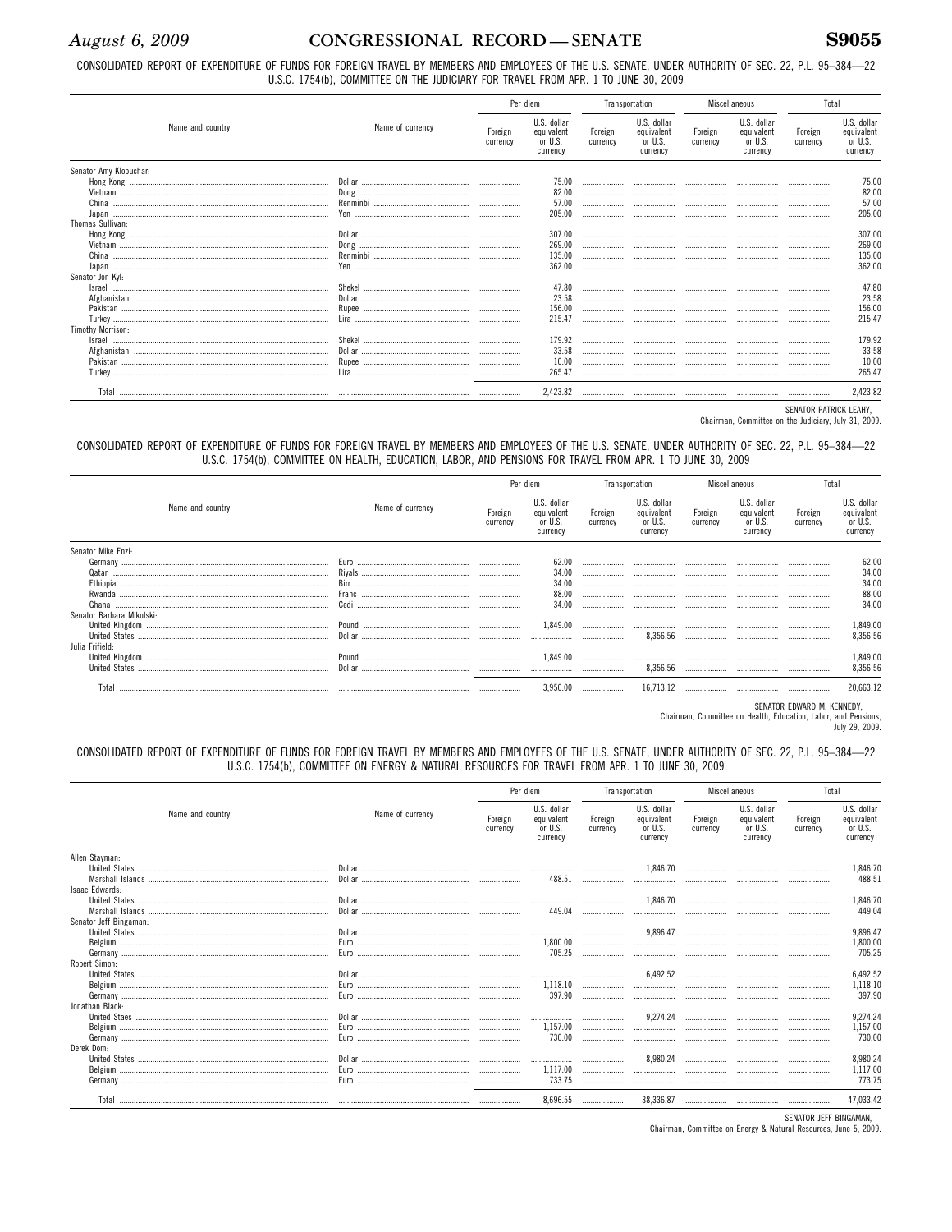CONSOLIDATED REPORT OF EXPENDITURE OF FUNDS FOR FOREIGN TRAVEL BY MEMBERS AND EMPLOYEES OF THE U.S. SENATE, UNDER AUTHORITY OF SEC. 22, P.L. 95–384—22 U.S.C. 1754(b), COMMITTEE ON THE JUDICIARY FOR TRAVEL FROM APR. 1 TO JUNE 30, 2009

| Name and country | Name of currency | Per diem | | Transportation | | Miscellaneous | | Total | |
|---|---|---|---|---|---|---|---|---|---|
| | | Foreign currency | U.S. dollar equivalent or U.S. currency | Foreign currency | U.S. dollar equivalent or U.S. currency | Foreign currency | U.S. dollar equivalent or U.S. currency | Foreign currency | U.S. dollar equivalent or U.S. currency |
| Senator Amy Klobuchar: | | | | | | | | | |
| Hong Kong | Dollar | | 75.00 | | | | | | 75.00 |
| Vietnam | Dong | | 82.00 | | | | | | 82.00 |
| China | Renminbi | | 57.00 | | | | | | 57.00 |
| Japan | Yen | | 205.00 | | | | | | 205.00 |
| Thomas Sullivan: | | | | | | | | | |
| Hong Kong | Dollar | | 307.00 | | | | | | 307.00 |
| Vietnam | Dong | | 269.00 | | | | | | 269.00 |
| China | Renminbi | | 135.00 | | | | | | 135.00 |
| Japan | Yen | | 362.00 | | | | | | 362.00 |
| Senator Jon Kyl: | | | | | | | | | |
| Israel | Shekel | | 47.80 | | | | | | 47.80 |
| Afghanistan | Dollar | | 23.58 | | | | | | 23.58 |
| Pakistan | Rupee | | 156.00 | | | | | | 156.00 |
| Turkey | Lira | | 215.47 | | | | | | 215.47 |
| Timothy Morrison: | | | | | | | | | |
| Israel | Shekel | | 179.92 | | | | | | 179.92 |
| Afghanistan | Dollar | | 33.58 | | | | | | 33.58 |
| Pakistan | Rupee | | 10.00 | | | | | | 10.00 |
| Turkey | Lira | | 265.47 | | | | | | 265.47 |
| Total | | | 2,423.82 | | | | | | 2,423.82 |

SENATOR PATRICK LEAHY,
Chairman, Committee on the Judiciary, July 31, 2009.

CONSOLIDATED REPORT OF EXPENDITURE OF FUNDS FOR FOREIGN TRAVEL BY MEMBERS AND EMPLOYEES OF THE U.S. SENATE, UNDER AUTHORITY OF SEC. 22, P.L. 95–384—22 U.S.C. 1754(b), COMMITTEE ON HEALTH, EDUCATION, LABOR, AND PENSIONS FOR TRAVEL FROM APR. 1 TO JUNE 30, 2009

| Name and country | Name of currency | Per diem | | Transportation | | Miscellaneous | | Total | |
|---|---|---|---|---|---|---|---|---|---|
| | | Foreign currency | U.S. dollar equivalent or U.S. currency | Foreign currency | U.S. dollar equivalent or U.S. currency | Foreign currency | U.S. dollar equivalent or U.S. currency | Foreign currency | U.S. dollar equivalent or U.S. currency |
| Senator Mike Enzi: | | | | | | | | | |
| Germany | Euro | | 62.00 | | | | | | 62.00 |
| Qatar | Riyals | | 34.00 | | | | | | 34.00 |
| Ethiopia | Birr | | 34.00 | | | | | | 34.00 |
| Rwanda | Franc | | 88.00 | | | | | | 88.00 |
| Ghana | Cedi | | 34.00 | | | | | | 34.00 |
| Senator Barbara Mikulski: | | | | | | | | | |
| United Kingdom | Pound | | 1,849.00 | | | | | | 1,849.00 |
| United States | Dollar | | | | 8,356.56 | | | | 8,356.56 |
| Julia Frifield: | | | | | | | | | |
| United Kingdom | Pound | | 1,849.00 | | | | | | 1,849.00 |
| United States | Dollar | | | | 8,356.56 | | | | 8,356.56 |
| Total | | | 3,950.00 | | 16,713.12 | | | | 20,663.12 |

SENATOR EDWARD M. KENNEDY,
Chairman, Committee on Health, Education, Labor, and Pensions, July 29, 2009.

CONSOLIDATED REPORT OF EXPENDITURE OF FUNDS FOR FOREIGN TRAVEL BY MEMBERS AND EMPLOYEES OF THE U.S. SENATE, UNDER AUTHORITY OF SEC. 22, P.L. 95–384—22 U.S.C. 1754(b), COMMITTEE ON ENERGY & NATURAL RESOURCES FOR TRAVEL FROM APR. 1 TO JUNE 30, 2009

| Name and country | Name of currency | Per diem | | Transportation | | Miscellaneous | | Total | |
|---|---|---|---|---|---|---|---|---|---|
| | | Foreign currency | U.S. dollar equivalent or U.S. currency | Foreign currency | U.S. dollar equivalent or U.S. currency | Foreign currency | U.S. dollar equivalent or U.S. currency | Foreign currency | U.S. dollar equivalent or U.S. currency |
| Allen Stayman: | | | | | | | | | |
| United States | Dollar | | | | 1,846.70 | | | | 1,846.70 |
| Marshall Islands | Dollar | | 488.51 | | | | | | 488.51 |
| Isaac Edwards: | | | | | | | | | |
| United States | Dollar | | | | 1,846.70 | | | | 1,846.70 |
| Marshall Islands | Dollar | | 449.04 | | | | | | 449.04 |
| Senator Jeff Bingaman: | | | | | | | | | |
| United States | Dollar | | | | 9,896.47 | | | | 9,896.47 |
| Belgium | Euro | | 1,800.00 | | | | | | 1,800.00 |
| Germany | Euro | | 705.25 | | | | | | 705.25 |
| Robert Simon: | | | | | | | | | |
| United States | Dollar | | | | 6,492.52 | | | | 6,492.52 |
| Belgium | Euro | | 1,118.10 | | | | | | 1,118.10 |
| Germany | Euro | | 397.90 | | | | | | 397.90 |
| Jonathan Black: | | | | | | | | | |
| United Staes | Dollar | | | | 9,274.24 | | | | 9,274.24 |
| Belgium | Euro | | 1,157.00 | | | | | | 1,157.00 |
| Germany | Euro | | 730.00 | | | | | | 730.00 |
| Derek Dom: | | | | | | | | | |
| United States | Dollar | | | | 8,980.24 | | | | 8,980.24 |
| Belgium | Euro | | 1,117.00 | | | | | | 1,117.00 |
| Germany | Euro | | 733.75 | | | | | | 773.75 |
| Total | | | 8,696.55 | | 38,336.87 | | | | 47,033.42 |

SENATOR JEFF BINGAMAN,
Chairman, Committee on Energy & Natural Resources, June 5, 2009.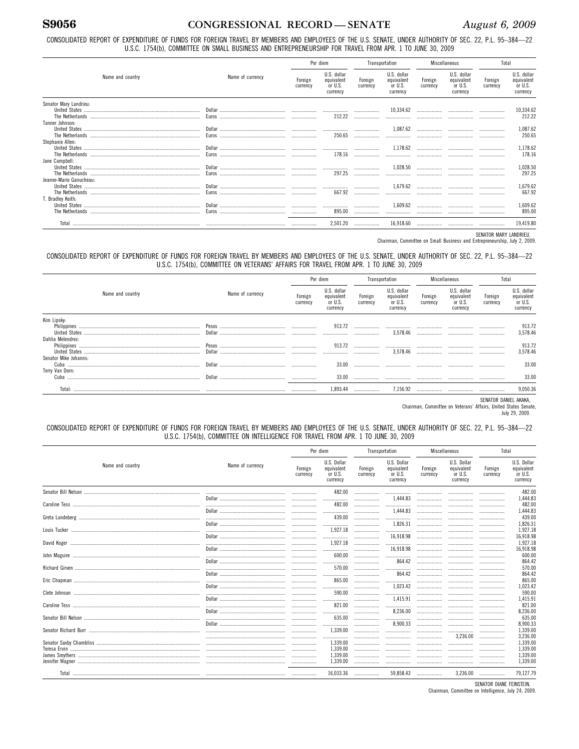CONSOLIDATED REPORT OF EXPENDITURE OF FUNDS FOR FOREIGN TRAVEL BY MEMBERS AND EMPLOYEES OF THE U.S. SENATE, UNDER AUTHORITY OF SEC. 22, P.L. 95–384—22 U.S.C. 1754(b), COMMITTEE ON SMALL BUSINESS AND ENTREPRENEURSHIP FOR TRAVEL FROM APR. 1 TO JUNE 30, 2009

| Name and country | Name of currency | Per diem | | Transportation | | Miscellaneous | | Total | |
|---|---|---|---|---|---|---|---|---|---|
| | | Foreign currency | U.S. dollar equivalent or U.S. currency | Foreign currency | U.S. dollar equivalent or U.S. currency | Foreign currency | U.S. dollar equivalent or U.S. currency | Foreign currency | U.S. dollar equivalent or U.S. currency |
| Senator Mary Landrieu: | | | | | | | | | |
| United States | Dollar | | | | 10,334.62 | | | | 10,334.62 |
| The Netherlands | Euros | | 212.22 | | | | | | 212.22 |
| Tanner Johnson: | | | | | | | | | |
| United States | Dollar | | | | 1,087.62 | | | | 1,087.62 |
| The Netherlands | Euros | | 250.65 | | | | | | 250.65 |
| Stephanie Allen: | | | | | | | | | |
| United States | Dollar | | | | 1,178.62 | | | | 1,178.62 |
| The Netherlands | Euros | | 178.16 | | | | | | 178.16 |
| Jane Campbell: | | | | | | | | | |
| United States | Dollar | | | | 1,028.50 | | | | 1,028.50 |
| The Netherlands | Euros | | 297.25 | | | | | | 297.25 |
| Jeanne-Marie Ganucheau: | | | | | | | | | |
| United States | Dollar | | | | 1,679.62 | | | | 1,679.62 |
| The Netherlands | Euros | | 667.92 | | | | | | 667.92 |
| T. Bradley Keith: | | | | | | | | | |
| United States | Dollar | | | | 1,609.62 | | | | 1,609.62 |
| The Netherlands | Euros | | 895.00 | | | | | | 895.00 |
| Total | | | 2,501.20 | | 16,918.60 | | | | 19,419.80 |

SENATOR MARY LANDRIEU,
Chairman, Committee on Small Business and Entrepreneurship, July 2, 2009.

CONSOLIDATED REPORT OF EXPENDITURE OF FUNDS FOR FOREIGN TRAVEL BY MEMBERS AND EMPLOYEES OF THE U.S. SENATE, UNDER AUTHORITY OF SEC. 22, P.L. 95–384—22 U.S.C. 1754(b), COMMITTEE ON VETERANS' AFFAIRS FOR TRAVEL FROM APR. 1 TO JUNE 30, 2009

| Name and country | Name of currency | Per diem | | Transportation | | Miscellaneous | | Total | |
|---|---|---|---|---|---|---|---|---|---|
| | | Foreign currency | U.S. dollar equivalent or U.S. currency | Foreign currency | U.S. dollar equivalent or U.S. currency | Foreign currency | U.S. dollar equivalent or U.S. currency | Foreign currency | U.S. dollar equivalent or U.S. currency |
| Kim Lipsky: | | | | | | | | | |
| Philippines | Pesos | | 913.72 | | | | | | 913.72 |
| United States | Dollar | | | | 3,578.46 | | | | 3,578.46 |
| Dahlia Melendrez: | | | | | | | | | |
| Philippines | Pesos | | 913.72 | | | | | | 913.72 |
| United States | Dollar | | | | 3,578.46 | | | | 3,578.46 |
| Senator Mike Johanns: | | | | | | | | | |
| Cuba | Dollar | | 33.00 | | | | | | 33.00 |
| Terry Van Dorn: | | | | | | | | | |
| Cuba | Dollar | | 33.00 | | | | | | 33.00 |
| Total: | | | 1,893.44 | | 7,156.92 | | | | 9,050.36 |

SENATOR DANIEL AKAKA,
Chairman, Committee on Veterans' Affairs, United States Senate, July 29, 2009.

CONSOLIDATED REPORT OF EXPENDITURE OF FUNDS FOR FOREIGN TRAVEL BY MEMBERS AND EMPLOYEES OF THE U.S. SENATE, UNDER AUTHORITY OF SEC. 22, P.L. 95–384—22 U.S.C. 1754(b), COMMITTEE ON INTELLIGENCE FOR TRAVEL FROM APR. 1 TO JUNE 30, 2009

| Name and country | Name of currency | Per diem | | Transportation | | Miscellaneous | | Total | |
|---|---|---|---|---|---|---|---|---|---|
| | | Foreign currency | U.S. Dollar equivalent or U.S. currency | Foreign currency | U.S. Dollar equivalent or U.S. currency | Foreign currency | U.S. Dollar equivalent or U.S. currency | Foreign currency | U.S. Dollar equivalent or U.S. currency |
| Senator Bill Nelson | | | 482.00 | | | | | | 482.00 |
| | Dollar | | | | 1,444.83 | | | | 1,444.83 |
| Caroline Tess | | | 482.00 | | | | | | 482.00 |
| | Dollar | | | | 1,444.83 | | | | 1,444.83 |
| Greta Lundeberg | | | 439.00 | | | | | | 439.00 |
| | Dollar | | | | 1,826.31 | | | | 1,826.31 |
| Louis Tucker | | | 1,927.18 | | | | | | 1,927.18 |
| | Dollar | | | | 16,918.98 | | | | 16,918.98 |
| David Koger | | | 1,927.18 | | | | | | 1,927.18 |
| | Dollar | | | | 16,918.98 | | | | 16,918.98 |
| John Maguire | | | 600.00 | | | | | | 600.00 |
| | Dollar | | | | 864.42 | | | | 864.42 |
| Richard Girven | | | 570.00 | | | | | | 570.00 |
| | Dollar | | | | 864.42 | | | | 864.42 |
| Eric Chapman | | | 865.00 | | | | | | 865.00 |
| | Dollar | | | | 1,023.42 | | | | 1,023.42 |
| Clete Johnson | | | 590.00 | | | | | | 590.00 |
| | Dollar | | | | 1,415.91 | | | | 1,415.91 |
| Caroline Tess | | | 821.00 | | | | | | 821.00 |
| | Dollar | | | | 8,236.00 | | | | 8,236.00 |
| Senator Bill Nelson | | | 635.00 | | | | | | 635.00 |
| | Dollar | | | | 8,900.33 | | | | 8,900.33 |
| Senator Richard Burr | | | 1,339.00 | | | | | | 1,339.00 |
| | | | | | | | 3,236.00 | | 3,236.00 |
| Senator Saxby Chambliss | | | 1,339.00 | | | | | | 1,339.00 |
| Teresa Ervin | | | 1,339.00 | | | | | | 1,339.00 |
| James Smythers | | | 1,339.00 | | | | | | 1,339.00 |
| Jennifer Wagner | | | 1,339.00 | | | | | | 1,339.00 |
| Total | | | 16,033.36 | | 59,858.43 | | 3,236.00 | | 79,127.79 |

SENATOR DIANE FEINSTEIN,
Chairman, Committee on Intelligence, July 24, 2009.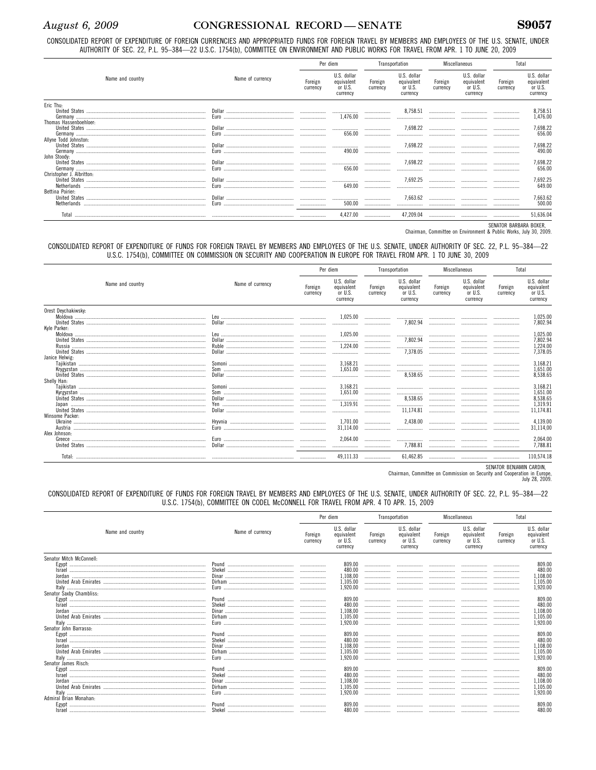CONSOLIDATED REPORT OF EXPENDITURE OF FOREIGN CURRENCIES AND APPROPRIATED FUNDS FOR FOREIGN TRAVEL BY MEMBERS AND EMPLOYEES OF THE U.S. SENATE, UNDER AUTHORITY OF SEC. 22, P.L. 95–384—22 U.S.C. 1754(b), COMMITTEE ON ENVIRONMENT AND PUBLIC WORKS FOR TRAVEL FROM APR. 1 TO JUNE 20, 2009

| Name and country | Name of currency | Per diem | | Transportation | | Miscellaneous | | Total | |
|---|---|---|---|---|---|---|---|---|---|
| | | Foreign currency | U.S. dollar equivalent or U.S. currency | Foreign currency | U.S. dollar equivalent or U.S. currency | Foreign currency | U.S. dollar equivalent or U.S. currency | Foreign currency | U.S. dollar equivalent or U.S. currency |
| Eric Thu: | | | | | | | | | |
| United States | Dollar | | | | 8,758.51 | | | | 8,758.51 |
| Germany | Euro | | 1,476.00 | | | | | | 1,476.00 |
| Thomas Hassenboehler: | | | | | | | | | |
| United States | Dollar | | | | 7,698.22 | | | | 7,698.22 |
| Germany | Euro | | 656.00 | | | | | | 656.00 |
| Allyne Todd Johnston: | | | | | | | | | |
| United States | Dollar | | | | 7,698.22 | | | | 7,698.22 |
| Germany | Euro | | 490.00 | | | | | | 490.00 |
| John Stoody: | | | | | | | | | |
| United States | Dollar | | | | 7,698.22 | | | | 7,698.22 |
| Germany | Euro | | 656.00 | | | | | | 656.00 |
| Christopher J. Albritton: | | | | | | | | | |
| United States | Dollar | | | | 7,692.25 | | | | 7,692.25 |
| Netherlands | Euro | | 649.00 | | | | | | 649.00 |
| Bettina Poirier: | | | | | | | | | |
| United States | Dollar | | | | 7,663.62 | | | | 7,663.62 |
| Netherlands | Euro | | 500.00 | | | | | | 500.00 |
| Total | | | 4,427.00 | | 47,209.04 | | | | 51,636.04 |

SENATOR BARBARA BOXER,
Chairman, Committee on Environment & Public Works, July 30, 2009.

CONSOLIDATED REPORT OF EXPENDITURE OF FUNDS FOR FOREIGN TRAVEL BY MEMBERS AND EMPLOYEES OF THE U.S. SENATE, UNDER AUTHORITY OF SEC. 22, P.L. 95–384—22 U.S.C. 1754(b), COMMITTEE ON COMMISSION ON SECURITY AND COOPERATION IN EUROPE FOR TRAVEL FROM APR. 1 TO JUNE 30, 2009

| Name and country | Name of currency | Per diem | | Transportation | | Miscellaneous | | Total | |
|---|---|---|---|---|---|---|---|---|---|
| | | Foreign currency | U.S. dollar equivalent or U.S. currency | Foreign currency | U.S. dollar equivalent or U.S. currency | Foreign currency | U.S. dollar equivalent or U.S. currency | Foreign currency | U.S. dollar equivalent or U.S. currency |
| Orest Deychakiwsky: | | | | | | | | | |
| Moldova | Leu | | 1,025.00 | | | | | | 1,025.00 |
| United States | Dollar | | | | 7,802.94 | | | | 7,802.94 |
| Kyle Parker: | | | | | | | | | |
| Moldova | Leu | | 1,025.00 | | | | | | 1,025.00 |
| United States | Dollar | | | | 7,802.94 | | | | 7,802.94 |
| Russia | Ruble | | 1,224.00 | | | | | | 1,224.00 |
| United States | Dollar | | | | 7,378.05 | | | | 7,378.05 |
| Janice Helwig: | | | | | | | | | |
| Tajikistan | Somoni | | 3,168.21 | | | | | | 3,168.21 |
| Krygyzstan | Som | | 1,651.00 | | | | | | 1,651.00 |
| United States | Dollar | | | | 8,538.65 | | | | 8,538.65 |
| Shelly Han: | | | | | | | | | |
| Tajikistan | Somoni | | 3,168.21 | | | | | | 3,168.21 |
| Kyrgyzstan | Som | | 1,651.00 | | | | | | 1,651.00 |
| United States | Dollar | | | | 8,538.65 | | | | 8,538.65 |
| Japan | Yen | | 1,319.91 | | | | | | 1,319.91 |
| United States | Dollar | | | | 11,174.81 | | | | 11,174.81 |
| Winsome Packer: | | | | | | | | | |
| Ukraine | Hryvnia | | 1,701.00 | | 2,438.00 | | | | 4,139.00 |
| Austria | Euro | | 31,114.00 | | | | | | 31,114.00 |
| Alex Johnson: | | | | | | | | | |
| Greece | Euro | | 2,064.00 | | | | | | 2,064.00 |
| United States | Dollar | | | | 7,788.81 | | | | 7,788.81 |
| Total: | | | 49,111.33 | | 61,462.85 | | | | 110,574.18 |

SENATOR BENJAMIN CARDIN,
Chairman, Committee on Commission on Security and Cooperation in Europe, July 28, 2009.

CONSOLIDATED REPORT OF EXPENDITURE OF FUNDS FOR FOREIGN TRAVEL BY MEMBERS AND EMPLOYEES OF THE U.S. SENATE, UNDER AUTHORITY OF SEC. 22, P.L. 95–384—22 U.S.C. 1754(b), COMMITTEE ON CODEL McCONNELL FOR TRAVEL FROM APR. 4 TO APR. 15, 2009

| Name and country | Name of currency | Per diem | | Transportation | | Miscellaneous | | Total | |
|---|---|---|---|---|---|---|---|---|---|
| | | Foreign currency | U.S. dollar equivalent or U.S. currency | Foreign currency | U.S. dollar equivalent or U.S. currency | Foreign currency | U.S. dollar equivalent or U.S. currency | Foreign currency | U.S. dollar equivalent or U.S. currency |
| Senator Mitch McConnell: | | | | | | | | | |
| Egypt | Pound | | 809.00 | | | | | | 809.00 |
| Israel | Shekel | | 480.00 | | | | | | 480.00 |
| Jordan | Dinar | | 1,108.00 | | | | | | 1,108.00 |
| United Arab Emirates | Dirham | | 1,105.00 | | | | | | 1,105.00 |
| Italy | Euro | | 1,920.00 | | | | | | 1,920.00 |
| Senator Saxby Chambliss: | | | | | | | | | |
| Egypt | Pound | | 809.00 | | | | | | 809.00 |
| Israel | Shekel | | 480.00 | | | | | | 480.00 |
| Jordan | Dinar | | 1,108.00 | | | | | | 1,108.00 |
| United Arab Emirates | Dirham | | 1,105.00 | | | | | | 1,105.00 |
| Italy | Euro | | 1,920.00 | | | | | | 1,920.00 |
| Senator John Barrasso: | | | | | | | | | |
| Egypt | Pound | | 809.00 | | | | | | 809.00 |
| Israel | Shekel | | 480.00 | | | | | | 480.00 |
| Jordan | Dinar | | 1,108.00 | | | | | | 1,108.00 |
| United Arab Emirates | Dirham | | 1,105.00 | | | | | | 1,105.00 |
| Italy | Euro | | 1,920.00 | | | | | | 1,920.00 |
| Senator James Risch: | | | | | | | | | |
| Egypt | Pound | | 809.00 | | | | | | 809.00 |
| Israel | Shekel | | 480.00 | | | | | | 480.00 |
| Jordan | Dinar | | 1,108.00 | | | | | | 1,108.00 |
| United Arab Emirates | Dirham | | 1,105.00 | | | | | | 1,105.00 |
| Italy | Euro | | 1,920.00 | | | | | | 1,920.00 |
| Admiral Brian Monahan: | | | | | | | | | |
| Egypt | Pound | | 809.00 | | | | | | 809.00 |
| Israel | Shekel | | 480.00 | | | | | | 480.00 |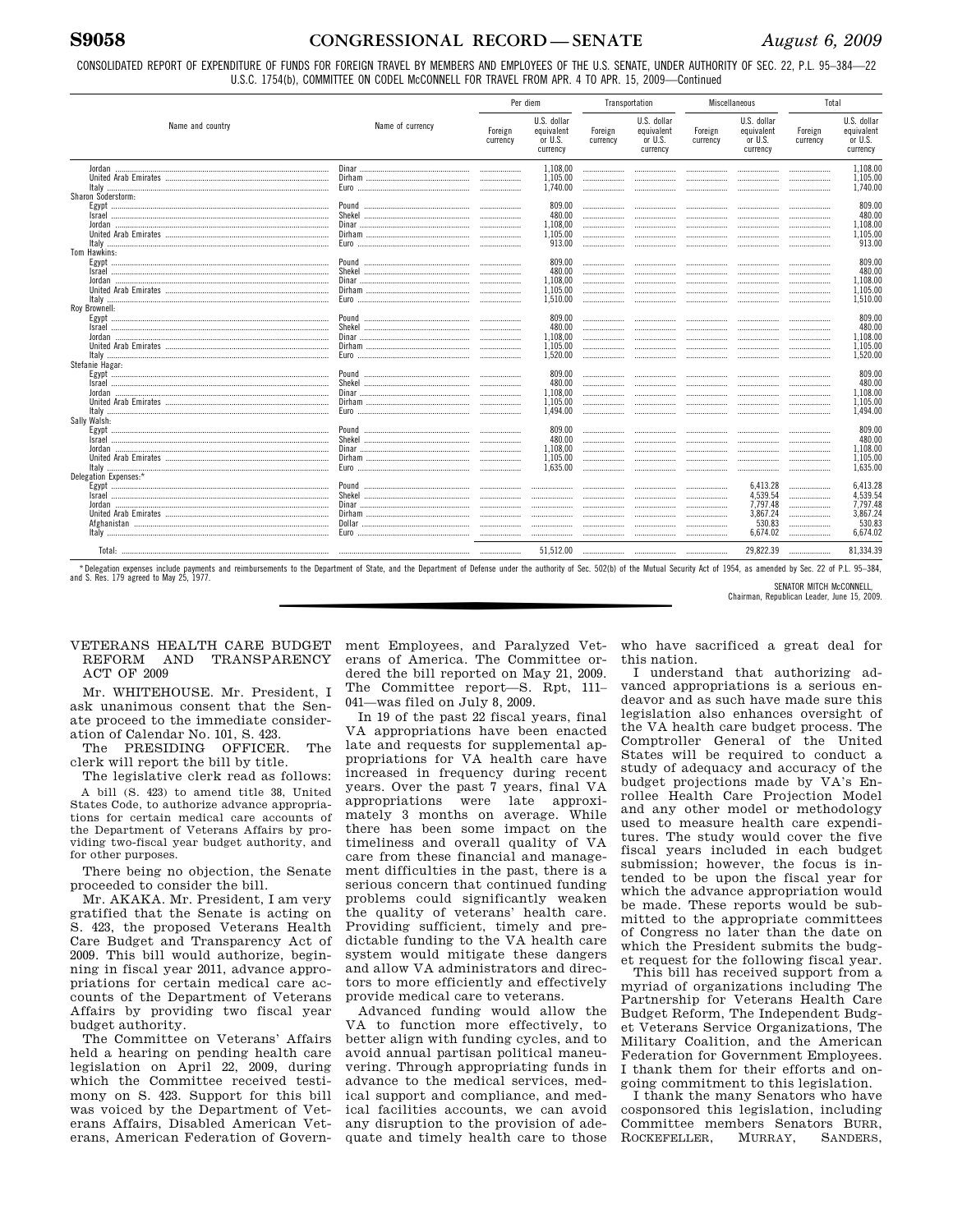CONSOLIDATED REPORT OF EXPENDITURE OF FUNDS FOR FOREIGN TRAVEL BY MEMBERS AND EMPLOYEES OF THE U.S. SENATE, UNDER AUTHORITY OF SEC. 22, P.L. 95–384—22 U.S.C. 1754(b), COMMITTEE ON CODEL McCONNELL FOR TRAVEL FROM APR. 4 TO APR. 15, 2009—Continued

| Name and country | Name of currency | Per diem | | Transportation | | Miscellaneous | | Total | |
|---|---|---|---|---|---|---|---|---|---|
| | | Foreign currency | U.S. dollar equivalent or U.S. currency | Foreign currency | U.S. dollar equivalent or U.S. currency | Foreign currency | U.S. dollar equivalent or U.S. currency | Foreign currency | U.S. dollar equivalent or U.S. currency |
| Jordan | Dinar | | 1,108.00 | | | | | | 1,108.00 |
| United Arab Emirates | Dirham | | 1,105.00 | | | | | | 1,105.00 |
| Italy | Euro | | 1,740.00 | | | | | | 1,740.00 |
| Sharon Soderstorm: | | | | | | | | | |
| Egypt | Pound | | 809.00 | | | | | | 809.00 |
| Israel | Shekel | | 480.00 | | | | | | 480.00 |
| Jordan | Dinar | | 1,108.00 | | | | | | 1,108.00 |
| United Arab Emirates | Dirham | | 1,105.00 | | | | | | 1,105.00 |
| Italy | Euro | | 913.00 | | | | | | 913.00 |
| Tom Hawkins: | | | | | | | | | |
| Egypt | Pound | | 809.00 | | | | | | 809.00 |
| Israel | Shekel | | 480.00 | | | | | | 480.00 |
| Jordan | Dinar | | 1,108.00 | | | | | | 1,108.00 |
| United Arab Emirates | Dirham | | 1,105.00 | | | | | | 1,105.00 |
| Italy | Euro | | 1,510.00 | | | | | | 1,510.00 |
| Roy Brownell: | | | | | | | | | |
| Egypt | Pound | | 809.00 | | | | | | 809.00 |
| Israel | Shekel | | 480.00 | | | | | | 480.00 |
| Jordan | Dinar | | 1,108.00 | | | | | | 1,108.00 |
| United Arab Emirates | Dirham | | 1,105.00 | | | | | | 1,105.00 |
| Italy | Euro | | 1,520.00 | | | | | | 1,520.00 |
| Stefanie Hagar: | | | | | | | | | |
| Egypt | Pound | | 809.00 | | | | | | 809.00 |
| Israel | Shekel | | 480.00 | | | | | | 480.00 |
| Jordan | Dinar | | 1,108.00 | | | | | | 1,108.00 |
| United Arab Emirates | Dirham | | 1,105.00 | | | | | | 1,105.00 |
| Italy | Euro | | 1,494.00 | | | | | | 1,494.00 |
| Sally Walsh: | | | | | | | | | |
| Egypt | Pound | | 809.00 | | | | | | 809.00 |
| Israel | Shekel | | 480.00 | | | | | | 480.00 |
| Jordan | Dinar | | 1,108.00 | | | | | | 1,108.00 |
| United Arab Emirates | Dirham | | 1,105.00 | | | | | | 1,105.00 |
| Italy | Euro | | 1,635.00 | | | | | | 1,635.00 |
| Delegation Expenses:* | | | | | | | | | |
| Egypt | Pound | | | | | | 6,413.28 | | 6,413.28 |
| Israel | Shekel | | | | | | 4,539.54 | | 4,539.54 |
| Jordan | Dinar | | | | | | 7,797.48 | | 7,797.48 |
| United Arab Emirates | Dirham | | | | | | 3,867.24 | | 3,867.24 |
| Afghanistan | Dollar | | | | | | 530.83 | | 530.83 |
| Italy | Euro | | | | | | 6,674.02 | | 6,674.02 |
| Total: | | | 51,512.00 | | | | 29,822.39 | | 81,334.39 |

*Delegation expenses include payments and reimbursements to the Department of State, and the Department of Defense under the authority of Sec. 502(b) of the Mutual Security Act of 1954, as amended by Sec. 22 of P.L. 95–384, and S. Res. 179 agreed to May 25, 1977.

SENATOR MITCH McCONNELL,
Chairman, Republican Leader, June 15, 2009.

## VETERANS HEALTH CARE BUDGET REFORM AND TRANSPARENCY ACT OF 2009

Mr. WHITEHOUSE. Mr. President, I ask unanimous consent that the Senate proceed to the immediate consideration of Calendar No. 101, S. 423.

The PRESIDING OFFICER. The clerk will report the bill by title.

The legislative clerk read as follows:

A bill (S. 423) to amend title 38, United States Code, to authorize advance appropriations for certain medical care accounts of the Department of Veterans Affairs by providing two-fiscal year budget authority, and for other purposes.

There being no objection, the Senate proceeded to consider the bill.

Mr. AKAKA. Mr. President, I am very gratified that the Senate is acting on S. 423, the proposed Veterans Health Care Budget and Transparency Act of 2009. This bill would authorize, beginning in fiscal year 2011, advance appropriations for certain medical care accounts of the Department of Veterans Affairs by providing two fiscal year budget authority.

The Committee on Veterans' Affairs held a hearing on pending health care legislation on April 22, 2009, during which the Committee received testimony on S. 423. Support for this bill was voiced by the Department of Veterans Affairs, Disabled American Veterans, American Federation of Government Employees, and Paralyzed Veterans of America. The Committee ordered the bill reported on May 21, 2009. The Committee report—S. Rpt, 111–041—was filed on July 8, 2009.

In 19 of the past 22 fiscal years, final VA appropriations have been enacted late and requests for supplemental appropriations for VA health care have increased in frequency during recent years. Over the past 7 years, final VA appropriations were late approximately 3 months on average. While there has been some impact on the timeliness and overall quality of VA care from these financial and management difficulties in the past, there is a serious concern that continued funding problems could significantly weaken the quality of veterans' health care. Providing sufficient, timely and predictable funding to the VA health care system would mitigate these dangers and allow VA administrators and directors to more efficiently and effectively provide medical care to veterans.

Advanced funding would allow the VA to function more effectively, to better align with funding cycles, and to avoid annual partisan political maneuvering. Through appropriating funds in advance to the medical services, medical support and compliance, and medical facilities accounts, we can avoid any disruption to the provision of adequate and timely health care to those who have sacrificed a great deal for this nation.

I understand that authorizing advanced appropriations is a serious endeavor and as such have made sure this legislation also enhances oversight of the VA health care budget process. The Comptroller General of the United States will be required to conduct a study of adequacy and accuracy of the budget projections made by VA's Enrollee Health Care Projection Model and any other model or methodology used to measure health care expenditures. The study would cover the five fiscal years included in each budget submission; however, the focus is intended to be upon the fiscal year for which the advance appropriation would be made. These reports would be submitted to the appropriate committees of Congress no later than the date on which the President submits the budget request for the following fiscal year.

This bill has received support from a myriad of organizations including The Partnership for Veterans Health Care Budget Reform, The Independent Budget Veterans Service Organizations, The Military Coalition, and the American Federation for Government Employees. I thank them for their efforts and ongoing commitment to this legislation.

I thank the many Senators who have cosponsored this legislation, including Committee members Senators BURR, ROCKEFELLER, MURRAY, SANDERS,